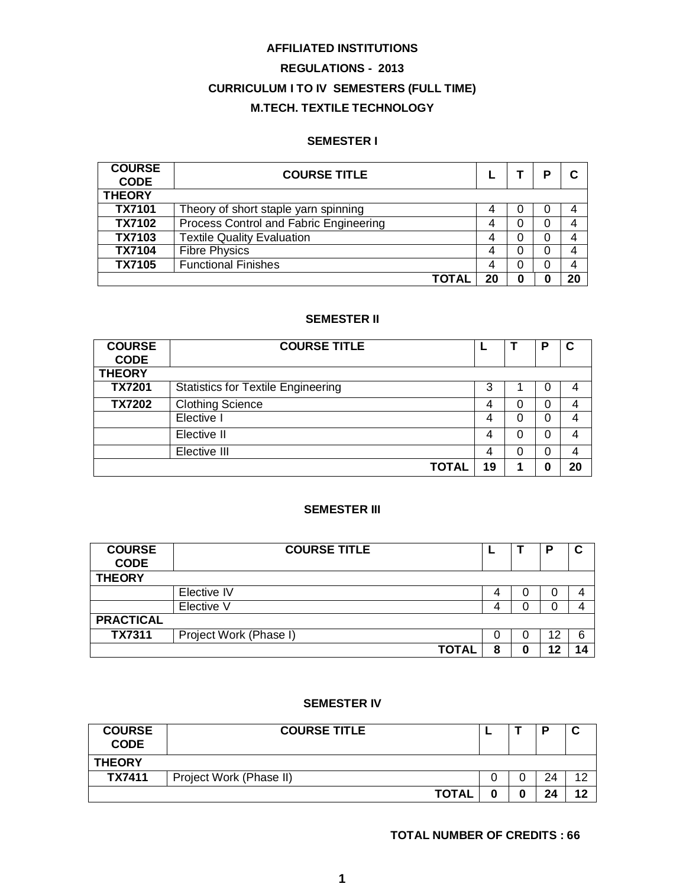**AFFILIATED INSTITUTIONS**

**REGULATIONS - 2013**

**CURRICULUM I TO IV SEMESTERS (FULL TIME)**

**M.TECH. TEXTILE TECHNOLOGY**

**SEMESTER I**

| COURSE CODE | COURSE TITLE | L | T | P | C |
|---|---|---|---|---|---|
| **THEORY** | | | | | |
| TX7101 | Theory of short staple yarn spinning | 4 | 0 | 0 | 4 |
| TX7102 | Process Control and Fabric Engineering | 4 | 0 | 0 | 4 |
| TX7103 | Textile Quality Evaluation | 4 | 0 | 0 | 4 |
| TX7104 | Fibre Physics | 4 | 0 | 0 | 4 |
| TX7105 | Functional Finishes | 4 | 0 | 0 | 4 |
| | **TOTAL** | **20** | **0** | **0** | **20** |

**SEMESTER II**

| COURSE CODE | COURSE TITLE | L | T | P | C |
|---|---|---|---|---|---|
| **THEORY** | | | | | |
| TX7201 | Statistics for Textile Engineering | 3 | 1 | 0 | 4 |
| TX7202 | Clothing Science | 4 | 0 | 0 | 4 |
| | Elective I | 4 | 0 | 0 | 4 |
| | Elective II | 4 | 0 | 0 | 4 |
| | Elective III | 4 | 0 | 0 | 4 |
| | **TOTAL** | **19** | **1** | **0** | **20** |

**SEMESTER III**

| COURSE CODE | COURSE TITLE | L | T | P | C |
|---|---|---|---|---|---|
| **THEORY** | | | | | |
| | Elective IV | 4 | 0 | 0 | 4 |
| | Elective V | 4 | 0 | 0 | 4 |
| **PRACTICAL** | | | | | |
| TX7311 | Project Work (Phase I) | 0 | 0 | 12 | 6 |
| | **TOTAL** | **8** | **0** | **12** | **14** |

**SEMESTER IV**

| COURSE CODE | COURSE TITLE | L | T | P | C |
|---|---|---|---|---|---|
| **THEORY** | | | | | |
| TX7411 | Project Work (Phase II) | 0 | 0 | 24 | 12 |
| | **TOTAL** | **0** | **0** | **24** | **12** |

**TOTAL NUMBER OF CREDITS : 66**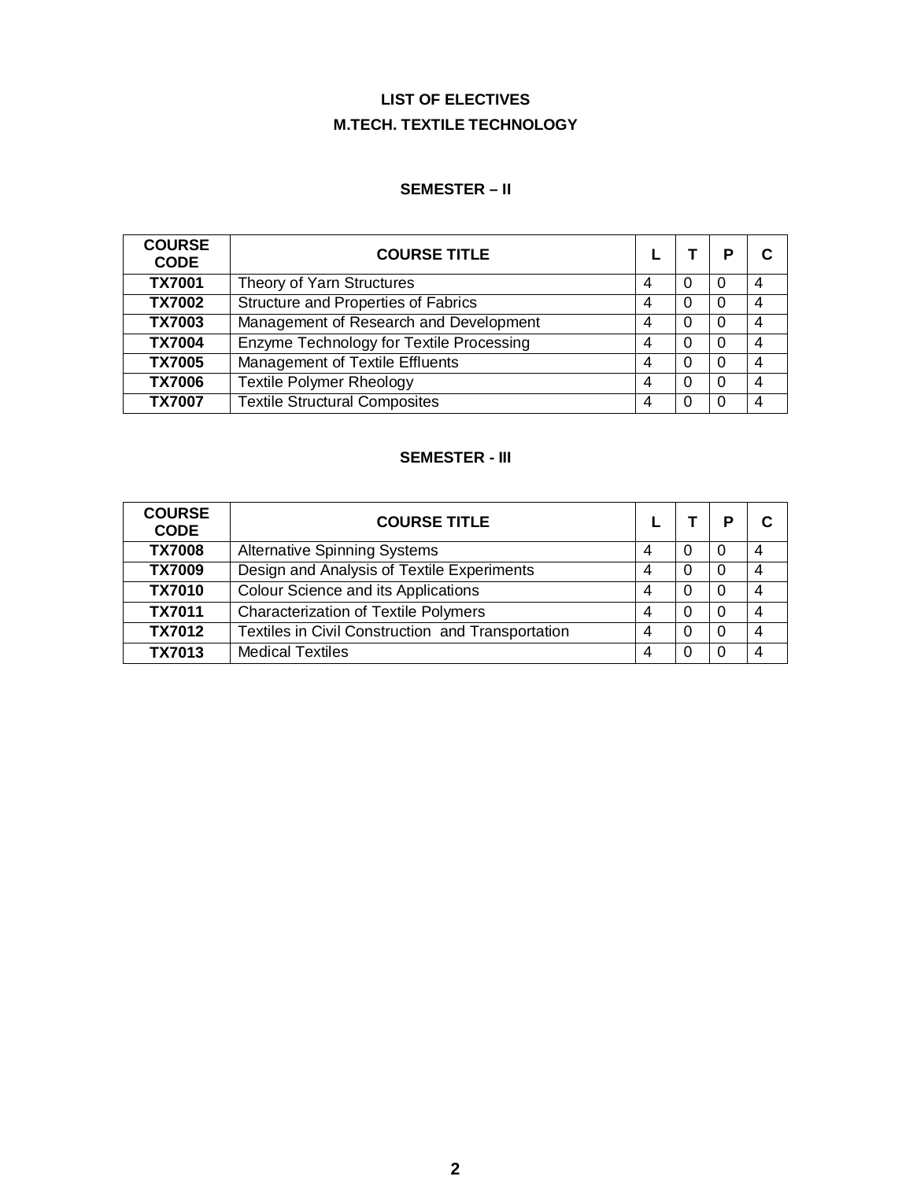# LIST OF ELECTIVES
# M.TECH. TEXTILE TECHNOLOGY

## SEMESTER – II

| COURSE CODE | COURSE TITLE | L | T | P | C |
|---|---|---|---|---|---|
| **TX7001** | Theory of Yarn Structures | 4 | 0 | 0 | 4 |
| **TX7002** | Structure and Properties of Fabrics | 4 | 0 | 0 | 4 |
| **TX7003** | Management of Research and Development | 4 | 0 | 0 | 4 |
| **TX7004** | Enzyme Technology for Textile Processing | 4 | 0 | 0 | 4 |
| **TX7005** | Management of Textile Effluents | 4 | 0 | 0 | 4 |
| **TX7006** | Textile Polymer Rheology | 4 | 0 | 0 | 4 |
| **TX7007** | Textile Structural Composites | 4 | 0 | 0 | 4 |

## SEMESTER - III

| COURSE CODE | COURSE TITLE | L | T | P | C |
|---|---|---|---|---|---|
| **TX7008** | Alternative Spinning Systems | 4 | 0 | 0 | 4 |
| **TX7009** | Design and Analysis of Textile Experiments | 4 | 0 | 0 | 4 |
| **TX7010** | Colour Science and its Applications | 4 | 0 | 0 | 4 |
| **TX7011** | Characterization of Textile Polymers | 4 | 0 | 0 | 4 |
| **TX7012** | Textiles in Civil Construction and Transportation | 4 | 0 | 0 | 4 |
| **TX7013** | Medical Textiles | 4 | 0 | 0 | 4 |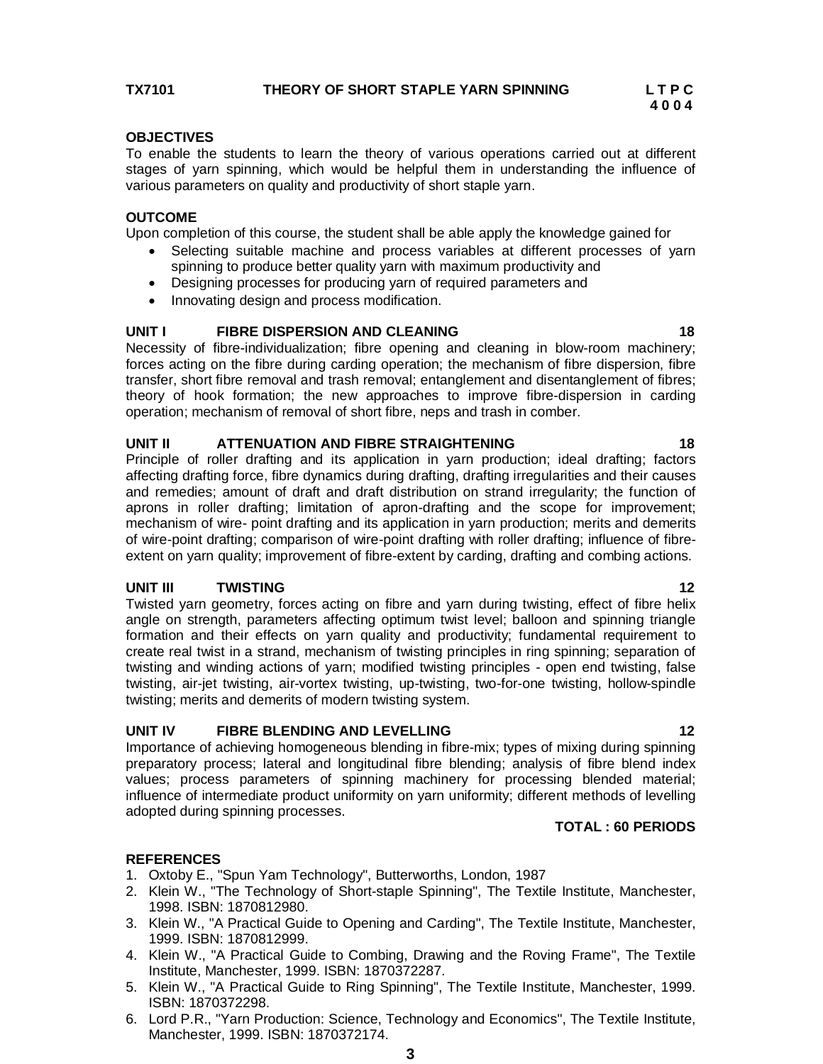**TX7101 THEORY OF SHORT STAPLE YARN SPINNING L T P C**
**4 0 0 4**

**OBJECTIVES**

To enable the students to learn the theory of various operations carried out at different stages of yarn spinning, which would be helpful them in understanding the influence of various parameters on quality and productivity of short staple yarn.

**OUTCOME**

Upon completion of this course, the student shall be able apply the knowledge gained for

- Selecting suitable machine and process variables at different processes of yarn spinning to produce better quality yarn with maximum productivity and
- Designing processes for producing yarn of required parameters and
- Innovating design and process modification.

**UNIT I FIBRE DISPERSION AND CLEANING 18**

Necessity of fibre-individualization; fibre opening and cleaning in blow-room machinery; forces acting on the fibre during carding operation; the mechanism of fibre dispersion, fibre transfer, short fibre removal and trash removal; entanglement and disentanglement of fibres; theory of hook formation; the new approaches to improve fibre-dispersion in carding operation; mechanism of removal of short fibre, neps and trash in comber.

**UNIT II ATTENUATION AND FIBRE STRAIGHTENING 18**

Principle of roller drafting and its application in yarn production; ideal drafting; factors affecting drafting force, fibre dynamics during drafting, drafting irregularities and their causes and remedies; amount of draft and draft distribution on strand irregularity; the function of aprons in roller drafting; limitation of apron-drafting and the scope for improvement; mechanism of wire- point drafting and its application in yarn production; merits and demerits of wire-point drafting; comparison of wire-point drafting with roller drafting; influence of fibre-extent on yarn quality; improvement of fibre-extent by carding, drafting and combing actions.

**UNIT III TWISTING 12**

Twisted yarn geometry, forces acting on fibre and yarn during twisting, effect of fibre helix angle on strength, parameters affecting optimum twist level; balloon and spinning triangle formation and their effects on yarn quality and productivity; fundamental requirement to create real twist in a strand, mechanism of twisting principles in ring spinning; separation of twisting and winding actions of yarn; modified twisting principles - open end twisting, false twisting, air-jet twisting, air-vortex twisting, up-twisting, two-for-one twisting, hollow-spindle twisting; merits and demerits of modern twisting system.

**UNIT IV FIBRE BLENDING AND LEVELLING 12**

Importance of achieving homogeneous blending in fibre-mix; types of mixing during spinning preparatory process; lateral and longitudinal fibre blending; analysis of fibre blend index values; process parameters of spinning machinery for processing blended material; influence of intermediate product uniformity on yarn uniformity; different methods of levelling adopted during spinning processes.

**TOTAL : 60 PERIODS**

**REFERENCES**

1. Oxtoby E., "Spun Yam Technology", Butterworths, London, 1987
2. Klein W., "The Technology of Short-staple Spinning", The Textile Institute, Manchester, 1998. ISBN: 1870812980.
3. Klein W., "A Practical Guide to Opening and Carding", The Textile Institute, Manchester, 1999. ISBN: 1870812999.
4. Klein W., "A Practical Guide to Combing, Drawing and the Roving Frame", The Textile Institute, Manchester, 1999. ISBN: 1870372287.
5. Klein W., "A Practical Guide to Ring Spinning", The Textile Institute, Manchester, 1999. ISBN: 1870372298.
6. Lord P.R., "Yarn Production: Science, Technology and Economics", The Textile Institute, Manchester, 1999. ISBN: 1870372174.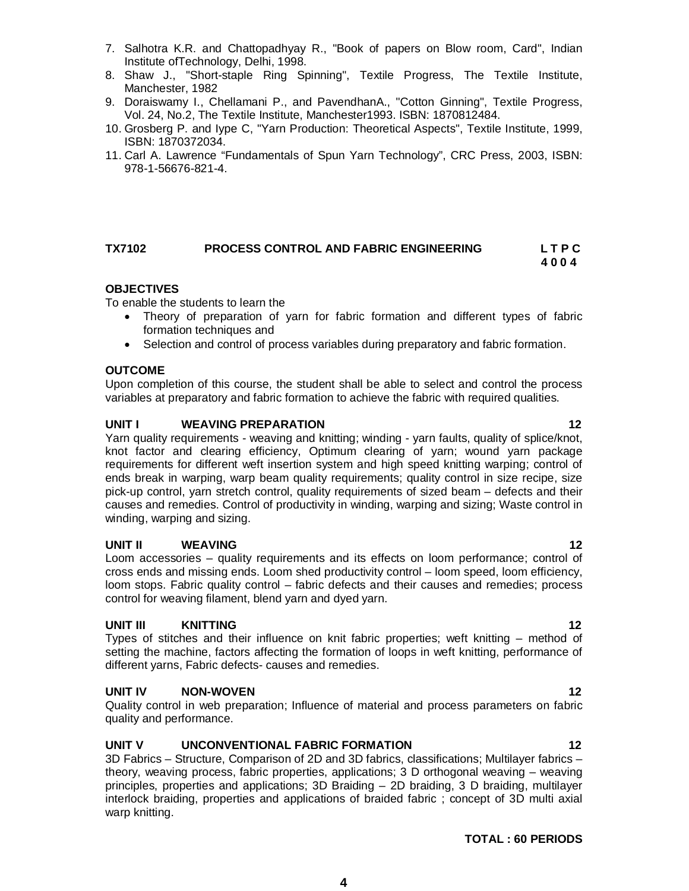7. Salhotra K.R. and Chattopadhyay R., "Book of papers on Blow room, Card", Indian Institute ofTechnology, Delhi, 1998.
8. Shaw J., "Short-staple Ring Spinning", Textile Progress, The Textile Institute, Manchester, 1982
9. Doraiswamy I., Chellamani P., and PavendhanA., "Cotton Ginning", Textile Progress, Vol. 24, No.2, The Textile Institute, Manchester1993. ISBN: 1870812484.
10. Grosberg P. and Iype C, "Yarn Production: Theoretical Aspects", Textile Institute, 1999, ISBN: 1870372034.
11. Carl A. Lawrence "Fundamentals of Spun Yarn Technology", CRC Press, 2003, ISBN: 978-1-56676-821-4.

## TX7102 PROCESS CONTROL AND FABRIC ENGINEERING

**L T P C**
**4 0 0 4**

**OBJECTIVES**

To enable the students to learn the

- Theory of preparation of yarn for fabric formation and different types of fabric formation techniques and
- Selection and control of process variables during preparatory and fabric formation.

**OUTCOME**

Upon completion of this course, the student shall be able to select and control the process variables at preparatory and fabric formation to achieve the fabric with required qualities.

**UNIT I WEAVING PREPARATION 12**

Yarn quality requirements - weaving and knitting; winding - yarn faults, quality of splice/knot, knot factor and clearing efficiency, Optimum clearing of yarn; wound yarn package requirements for different weft insertion system and high speed knitting warping; control of ends break in warping, warp beam quality requirements; quality control in size recipe, size pick-up control, yarn stretch control, quality requirements of sized beam – defects and their causes and remedies. Control of productivity in winding, warping and sizing; Waste control in winding, warping and sizing.

**UNIT II WEAVING 12**

Loom accessories – quality requirements and its effects on loom performance; control of cross ends and missing ends. Loom shed productivity control – loom speed, loom efficiency, loom stops. Fabric quality control – fabric defects and their causes and remedies; process control for weaving filament, blend yarn and dyed yarn.

**UNIT III KNITTING 12**

Types of stitches and their influence on knit fabric properties; weft knitting – method of setting the machine, factors affecting the formation of loops in weft knitting, performance of different yarns, Fabric defects- causes and remedies.

**UNIT IV NON-WOVEN 12**

Quality control in web preparation; Influence of material and process parameters on fabric quality and performance.

**UNIT V UNCONVENTIONAL FABRIC FORMATION 12**

3D Fabrics – Structure, Comparison of 2D and 3D fabrics, classifications; Multilayer fabrics – theory, weaving process, fabric properties, applications; 3 D orthogonal weaving – weaving principles, properties and applications; 3D Braiding – 2D braiding, 3 D braiding, multilayer interlock braiding, properties and applications of braided fabric ; concept of 3D multi axial warp knitting.

**TOTAL : 60 PERIODS**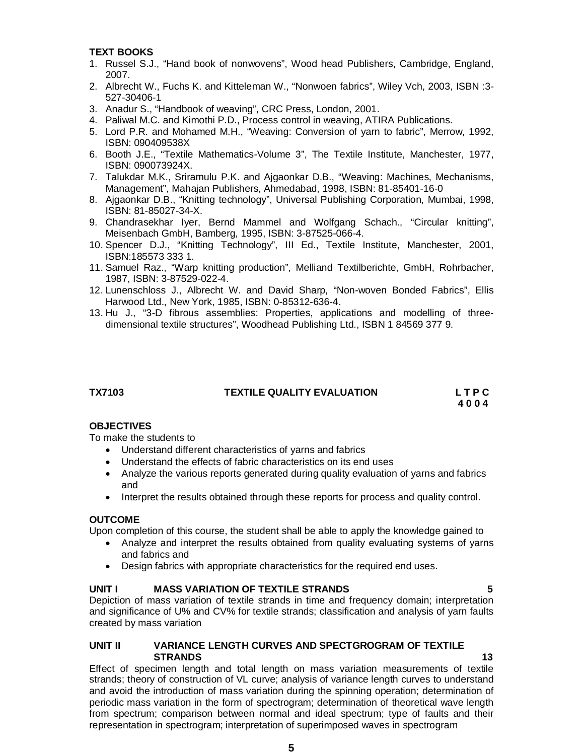**TEXT BOOKS**

1. Russel S.J., "Hand book of nonwovens", Wood head Publishers, Cambridge, England, 2007.
2. Albrecht W., Fuchs K. and Kitteleman W., "Nonwoen fabrics", Wiley Vch, 2003, ISBN :3-527-30406-1
3. Anadur S., "Handbook of weaving", CRC Press, London, 2001.
4. Paliwal M.C. and Kimothi P.D., Process control in weaving, ATIRA Publications.
5. Lord P.R. and Mohamed M.H., "Weaving: Conversion of yarn to fabric", Merrow, 1992, ISBN: 090409538X
6. Booth J.E., "Textile Mathematics-Volume 3", The Textile Institute, Manchester, 1977, ISBN: 090073924X.
7. Talukdar M.K., Sriramulu P.K. and Ajgaonkar D.B., "Weaving: Machines, Mechanisms, Management", Mahajan Publishers, Ahmedabad, 1998, ISBN: 81-85401-16-0
8. Ajgaonkar D.B., "Knitting technology", Universal Publishing Corporation, Mumbai, 1998, ISBN: 81-85027-34-X.
9. Chandrasekhar Iyer, Bernd Mammel and Wolfgang Schach., "Circular knitting", Meisenbach GmbH, Bamberg, 1995, ISBN: 3-87525-066-4.
10. Spencer D.J., "Knitting Technology", III Ed., Textile Institute, Manchester, 2001, ISBN:185573 333 1.
11. Samuel Raz., "Warp knitting production", Melliand Textilberichte, GmbH, Rohrbacher, 1987, ISBN: 3-87529-022-4.
12. Lunenschloss J., Albrecht W. and David Sharp, "Non-woven Bonded Fabrics", Ellis Harwood Ltd., New York, 1985, ISBN: 0-85312-636-4.
13. Hu J., "3-D fibrous assemblies: Properties, applications and modelling of three-dimensional textile structures", Woodhead Publishing Ltd., ISBN 1 84569 377 9.

## TX7103 TEXTILE QUALITY EVALUATION

**L T P C**
**4 0 0 4**

**OBJECTIVES**

To make the students to

- Understand different characteristics of yarns and fabrics
- Understand the effects of fabric characteristics on its end uses
- Analyze the various reports generated during quality evaluation of yarns and fabrics and
- Interpret the results obtained through these reports for process and quality control.

**OUTCOME**

Upon completion of this course, the student shall be able to apply the knowledge gained to

- Analyze and interpret the results obtained from quality evaluating systems of yarns and fabrics and
- Design fabrics with appropriate characteristics for the required end uses.

**UNIT I MASS VARIATION OF TEXTILE STRANDS 5**

Depiction of mass variation of textile strands in time and frequency domain; interpretation and significance of U% and CV% for textile strands; classification and analysis of yarn faults created by mass variation

**UNIT II VARIANCE LENGTH CURVES AND SPECTGROGRAM OF TEXTILE STRANDS 13**

Effect of specimen length and total length on mass variation measurements of textile strands; theory of construction of VL curve; analysis of variance length curves to understand and avoid the introduction of mass variation during the spinning operation; determination of periodic mass variation in the form of spectrogram; determination of theoretical wave length from spectrum; comparison between normal and ideal spectrum; type of faults and their representation in spectrogram; interpretation of superimposed waves in spectrogram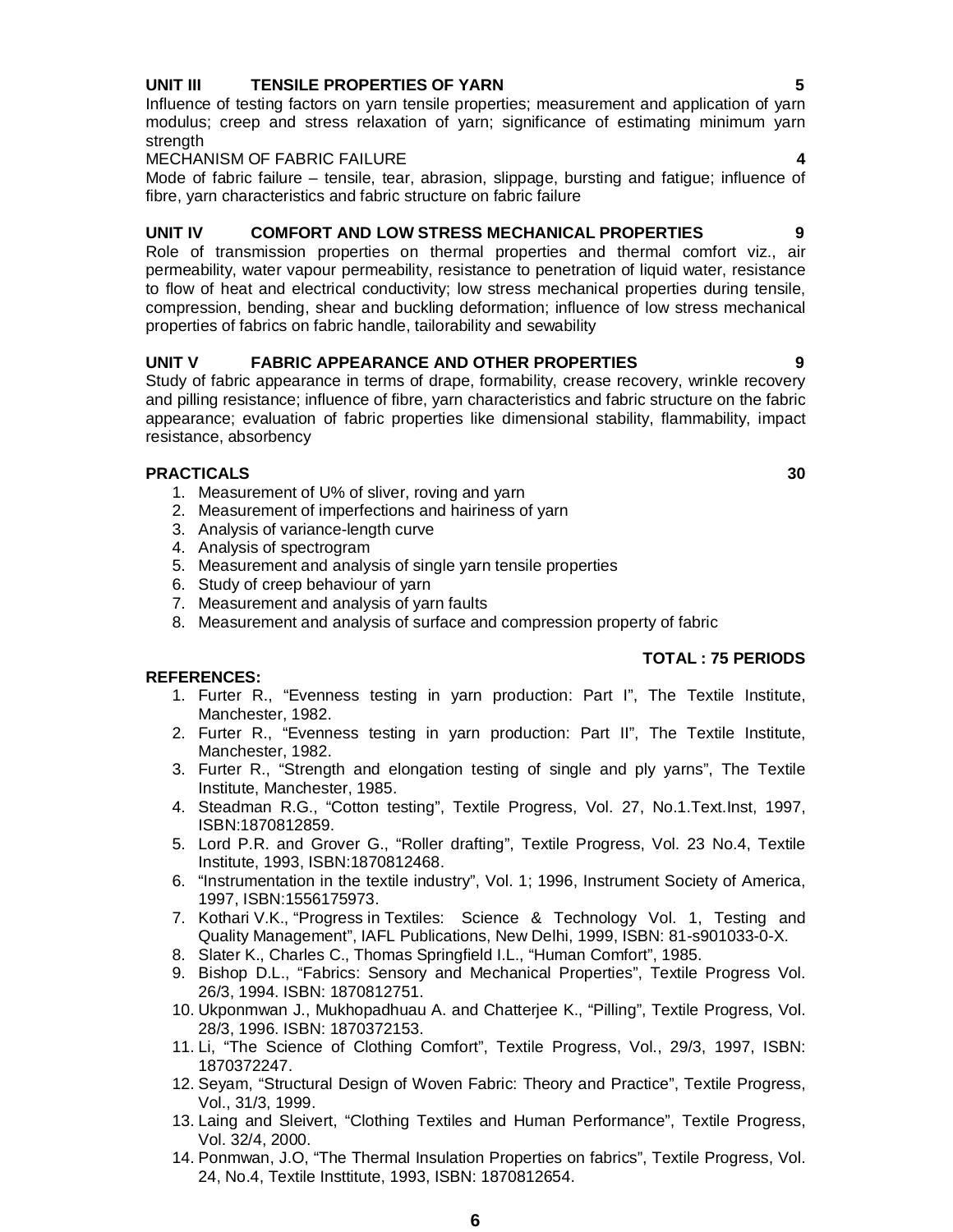**UNIT III TENSILE PROPERTIES OF YARN 5**

Influence of testing factors on yarn tensile properties; measurement and application of yarn modulus; creep and stress relaxation of yarn; significance of estimating minimum yarn strength

MECHANISM OF FABRIC FAILURE **4**

Mode of fabric failure – tensile, tear, abrasion, slippage, bursting and fatigue; influence of fibre, yarn characteristics and fabric structure on fabric failure

**UNIT IV COMFORT AND LOW STRESS MECHANICAL PROPERTIES 9**

Role of transmission properties on thermal properties and thermal comfort viz., air permeability, water vapour permeability, resistance to penetration of liquid water, resistance to flow of heat and electrical conductivity; low stress mechanical properties during tensile, compression, bending, shear and buckling deformation; influence of low stress mechanical properties of fabrics on fabric handle, tailorability and sewability

**UNIT V FABRIC APPEARANCE AND OTHER PROPERTIES 9**

Study of fabric appearance in terms of drape, formability, crease recovery, wrinkle recovery and pilling resistance; influence of fibre, yarn characteristics and fabric structure on the fabric appearance; evaluation of fabric properties like dimensional stability, flammability, impact resistance, absorbency

**PRACTICALS 30**

1. Measurement of U% of sliver, roving and yarn
2. Measurement of imperfections and hairiness of yarn
3. Analysis of variance-length curve
4. Analysis of spectrogram
5. Measurement and analysis of single yarn tensile properties
6. Study of creep behaviour of yarn
7. Measurement and analysis of yarn faults
8. Measurement and analysis of surface and compression property of fabric

**TOTAL : 75 PERIODS**

**REFERENCES:**

1. Furter R., "Evenness testing in yarn production: Part I", The Textile Institute, Manchester, 1982.
2. Furter R., "Evenness testing in yarn production: Part II", The Textile Institute, Manchester, 1982.
3. Furter R., "Strength and elongation testing of single and ply yarns", The Textile Institute, Manchester, 1985.
4. Steadman R.G., "Cotton testing", Textile Progress, Vol. 27, No.1.Text.Inst, 1997, ISBN:1870812859.
5. Lord P.R. and Grover G., "Roller drafting", Textile Progress, Vol. 23 No.4, Textile Institute, 1993, ISBN:1870812468.
6. "Instrumentation in the textile industry", Vol. 1; 1996, Instrument Society of America, 1997, ISBN:1556175973.
7. Kothari V.K., "Progress in Textiles: Science & Technology Vol. 1, Testing and Quality Management", IAFL Publications, New Delhi, 1999, ISBN: 81-s901033-0-X.
8. Slater K., Charles C., Thomas Springfield I.L., "Human Comfort", 1985.
9. Bishop D.L., "Fabrics: Sensory and Mechanical Properties", Textile Progress Vol. 26/3, 1994. ISBN: 1870812751.
10. Ukponmwan J., Mukhopadhuau A. and Chatterjee K., "Pilling", Textile Progress, Vol. 28/3, 1996. ISBN: 1870372153.
11. Li, "The Science of Clothing Comfort", Textile Progress, Vol., 29/3, 1997, ISBN: 1870372247.
12. Seyam, "Structural Design of Woven Fabric: Theory and Practice", Textile Progress, Vol., 31/3, 1999.
13. Laing and Sleivert, "Clothing Textiles and Human Performance", Textile Progress, Vol. 32/4, 2000.
14. Ponmwan, J.O, "The Thermal Insulation Properties on fabrics", Textile Progress, Vol. 24, No.4, Textile Insttitute, 1993, ISBN: 1870812654.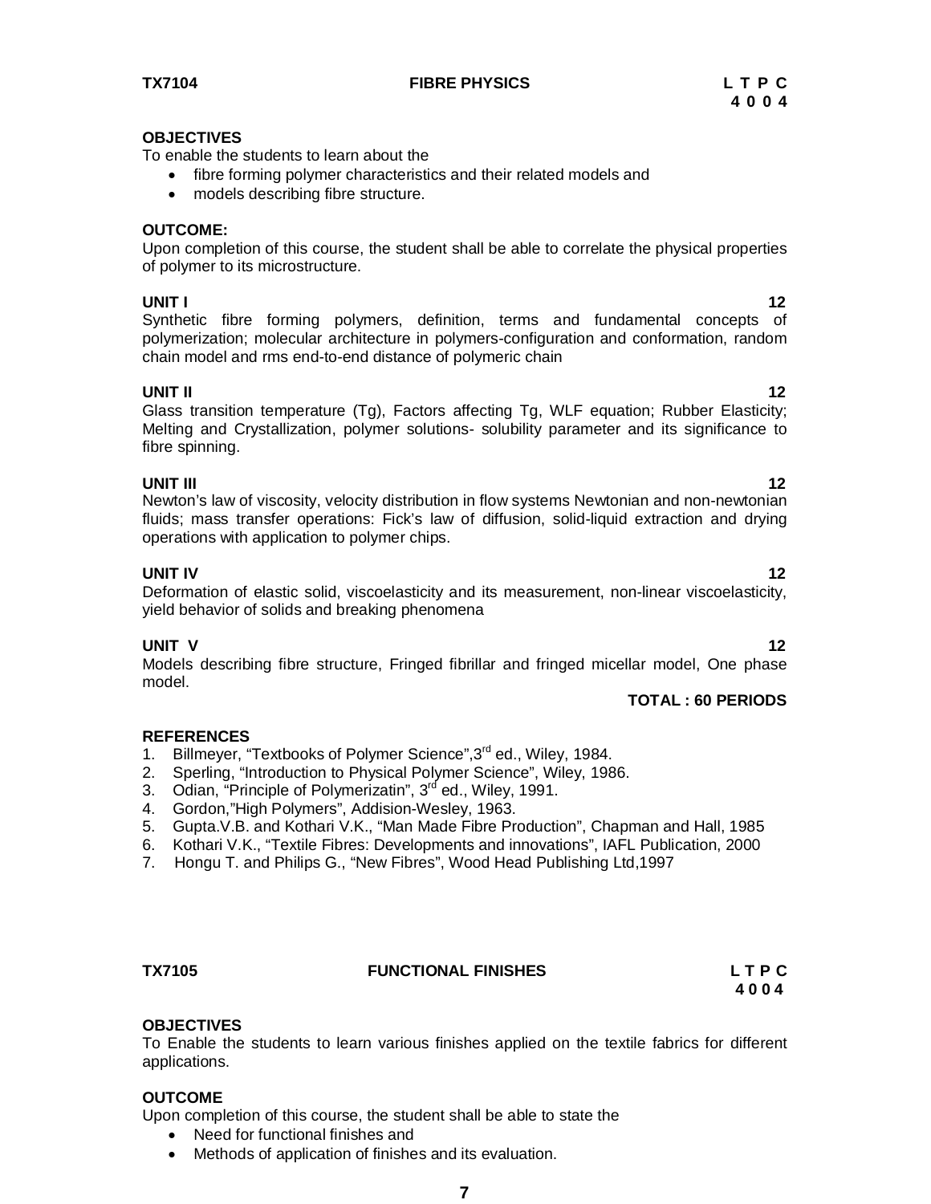**TX7104 FIBRE PHYSICS**

| L | T | P | C |
|---|---|---|---|
| 4 | 0 | 0 | 4 |

**OBJECTIVES**

To enable the students to learn about the

- fibre forming polymer characteristics and their related models and
- models describing fibre structure.

**OUTCOME:**

Upon completion of this course, the student shall be able to correlate the physical properties of polymer to its microstructure.

**UNIT I 12**

Synthetic fibre forming polymers, definition, terms and fundamental concepts of polymerization; molecular architecture in polymers-configuration and conformation, random chain model and rms end-to-end distance of polymeric chain

**UNIT II 12**

Glass transition temperature (Tg), Factors affecting Tg, WLF equation; Rubber Elasticity; Melting and Crystallization, polymer solutions- solubility parameter and its significance to fibre spinning.

**UNIT III 12**

Newton's law of viscosity, velocity distribution in flow systems Newtonian and non-newtonian fluids; mass transfer operations: Fick's law of diffusion, solid-liquid extraction and drying operations with application to polymer chips.

**UNIT IV 12**

Deformation of elastic solid, viscoelasticity and its measurement, non-linear viscoelasticity, yield behavior of solids and breaking phenomena

**UNIT V 12**

Models describing fibre structure, Fringed fibrillar and fringed micellar model, One phase model.

**TOTAL : 60 PERIODS**

**REFERENCES**

1. Billmeyer, "Textbooks of Polymer Science",3rd ed., Wiley, 1984.
2. Sperling, "Introduction to Physical Polymer Science", Wiley, 1986.
3. Odian, "Principle of Polymerizatin", 3rd ed., Wiley, 1991.
4. Gordon,"High Polymers", Addision-Wesley, 1963.
5. Gupta.V.B. and Kothari V.K., "Man Made Fibre Production", Chapman and Hall, 1985
6. Kothari V.K., "Textile Fibres: Developments and innovations", IAFL Publication, 2000
7. Hongu T. and Philips G., "New Fibres", Wood Head Publishing Ltd,1997

**TX7105 FUNCTIONAL FINISHES**

| L | T | P | C |
|---|---|---|---|
| 4 | 0 | 0 | 4 |

**OBJECTIVES**

To Enable the students to learn various finishes applied on the textile fabrics for different applications.

**OUTCOME**

Upon completion of this course, the student shall be able to state the

- Need for functional finishes and
- Methods of application of finishes and its evaluation.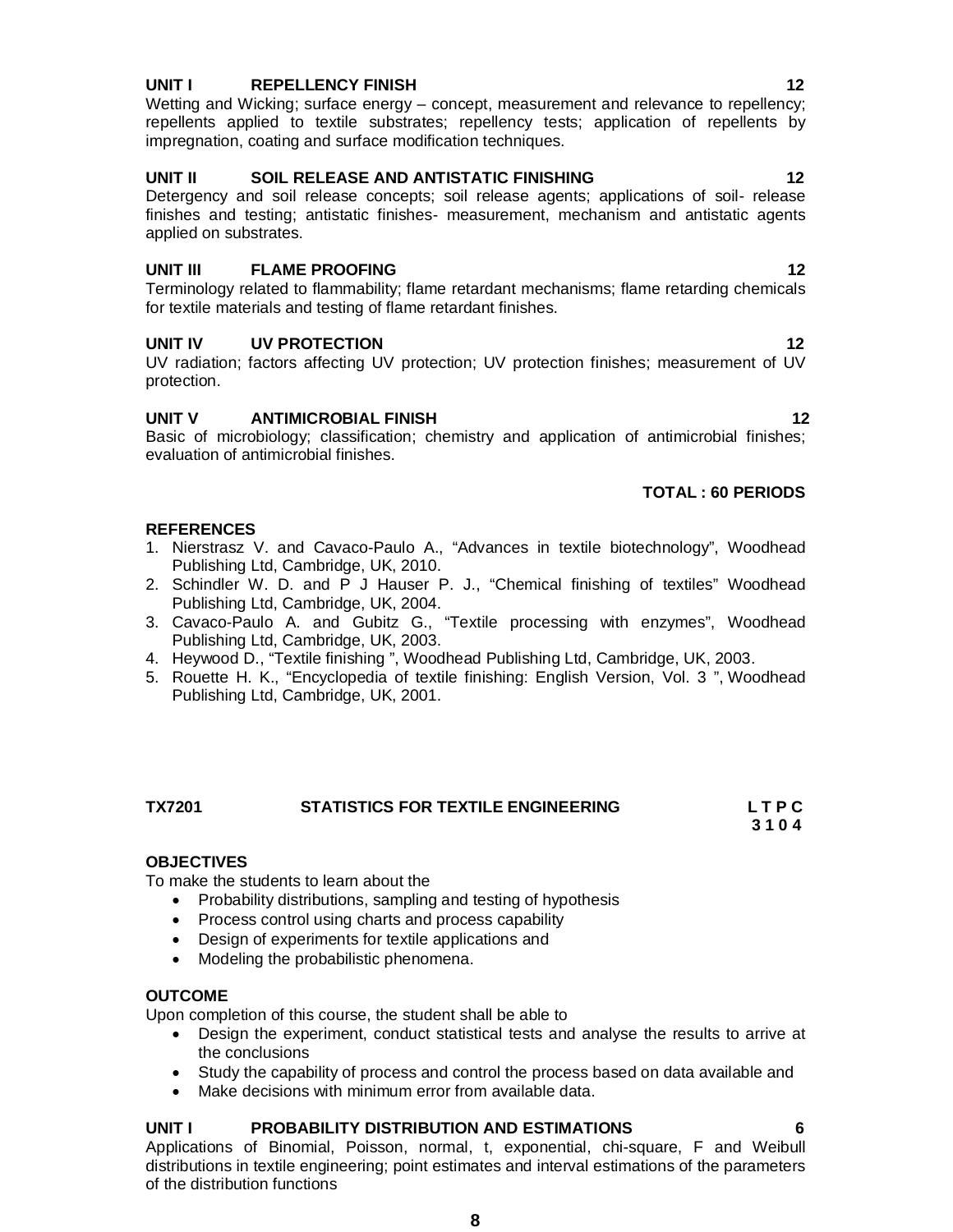**UNIT I REPELLENCY FINISH 12**

Wetting and Wicking; surface energy – concept, measurement and relevance to repellency; repellents applied to textile substrates; repellency tests; application of repellents by impregnation, coating and surface modification techniques.

**UNIT II SOIL RELEASE AND ANTISTATIC FINISHING 12**

Detergency and soil release concepts; soil release agents; applications of soil- release finishes and testing; antistatic finishes- measurement, mechanism and antistatic agents applied on substrates.

**UNIT III FLAME PROOFING 12**

Terminology related to flammability; flame retardant mechanisms; flame retarding chemicals for textile materials and testing of flame retardant finishes.

**UNIT IV UV PROTECTION 12**

UV radiation; factors affecting UV protection; UV protection finishes; measurement of UV protection.

**UNIT V ANTIMICROBIAL FINISH 12**

Basic of microbiology; classification; chemistry and application of antimicrobial finishes; evaluation of antimicrobial finishes.

**TOTAL : 60 PERIODS**

**REFERENCES**

1. Nierstrasz V. and Cavaco-Paulo A., "Advances in textile biotechnology", Woodhead Publishing Ltd, Cambridge, UK, 2010.
2. Schindler W. D. and P J Hauser P. J., "Chemical finishing of textiles" Woodhead Publishing Ltd, Cambridge, UK, 2004.
3. Cavaco-Paulo A. and Gubitz G., "Textile processing with enzymes", Woodhead Publishing Ltd, Cambridge, UK, 2003.
4. Heywood D., "Textile finishing ", Woodhead Publishing Ltd, Cambridge, UK, 2003.
5. Rouette H. K., "Encyclopedia of textile finishing: English Version, Vol. 3 ", Woodhead Publishing Ltd, Cambridge, UK, 2001.

## TX7201 STATISTICS FOR TEXTILE ENGINEERING

**L T P C**
**3 1 0 4**

**OBJECTIVES**

To make the students to learn about the

- Probability distributions, sampling and testing of hypothesis
- Process control using charts and process capability
- Design of experiments for textile applications and
- Modeling the probabilistic phenomena.

**OUTCOME**

Upon completion of this course, the student shall be able to

- Design the experiment, conduct statistical tests and analyse the results to arrive at the conclusions
- Study the capability of process and control the process based on data available and
- Make decisions with minimum error from available data.

**UNIT I PROBABILITY DISTRIBUTION AND ESTIMATIONS 6**

Applications of Binomial, Poisson, normal, t, exponential, chi-square, F and Weibull distributions in textile engineering; point estimates and interval estimations of the parameters of the distribution functions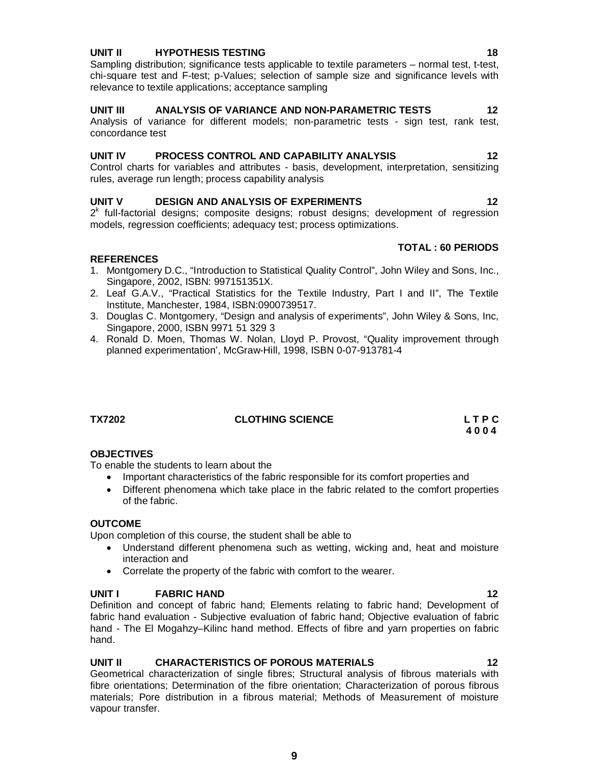**UNIT II HYPOTHESIS TESTING 18**

Sampling distribution; significance tests applicable to textile parameters – normal test, t-test, chi-square test and F-test; p-Values; selection of sample size and significance levels with relevance to textile applications; acceptance sampling

**UNIT III ANALYSIS OF VARIANCE AND NON-PARAMETRIC TESTS 12**

Analysis of variance for different models; non-parametric tests - sign test, rank test, concordance test

**UNIT IV PROCESS CONTROL AND CAPABILITY ANALYSIS 12**

Control charts for variables and attributes - basis, development, interpretation, sensitizing rules, average run length; process capability analysis

**UNIT V DESIGN AND ANALYSIS OF EXPERIMENTS 12**

$2^k$ full-factorial designs; composite designs; robust designs; development of regression models, regression coefficients; adequacy test; process optimizations.

**TOTAL : 60 PERIODS**

**REFERENCES**

1. Montgomery D.C., "Introduction to Statistical Quality Control", John Wiley and Sons, Inc., Singapore, 2002, ISBN: 997151351X.
2. Leaf G.A.V., "Practical Statistics for the Textile Industry, Part I and II", The Textile Institute, Manchester, 1984, ISBN:0900739517.
3. Douglas C. Montgomery, "Design and analysis of experiments", John Wiley & Sons, Inc, Singapore, 2000, ISBN 9971 51 329 3
4. Ronald D. Moen, Thomas W. Nolan, Lloyd P. Provost, "Quality improvement through planned experimentation', McGraw-Hill, 1998, ISBN 0-07-913781-4

## TX7202 CLOTHING SCIENCE

**L T P C**
**4 0 0 4**

**OBJECTIVES**

To enable the students to learn about the

- Important characteristics of the fabric responsible for its comfort properties and
- Different phenomena which take place in the fabric related to the comfort properties of the fabric.

**OUTCOME**

Upon completion of this course, the student shall be able to

- Understand different phenomena such as wetting, wicking and, heat and moisture interaction and
- Correlate the property of the fabric with comfort to the wearer.

**UNIT I FABRIC HAND 12**

Definition and concept of fabric hand; Elements relating to fabric hand; Development of fabric hand evaluation - Subjective evaluation of fabric hand; Objective evaluation of fabric hand - The El Mogahzy–Kilinc hand method. Effects of fibre and yarn properties on fabric hand.

**UNIT II CHARACTERISTICS OF POROUS MATERIALS 12**

Geometrical characterization of single fibres; Structural analysis of fibrous materials with fibre orientations; Determination of the fibre orientation; Characterization of porous fibrous materials; Pore distribution in a fibrous material; Methods of Measurement of moisture vapour transfer.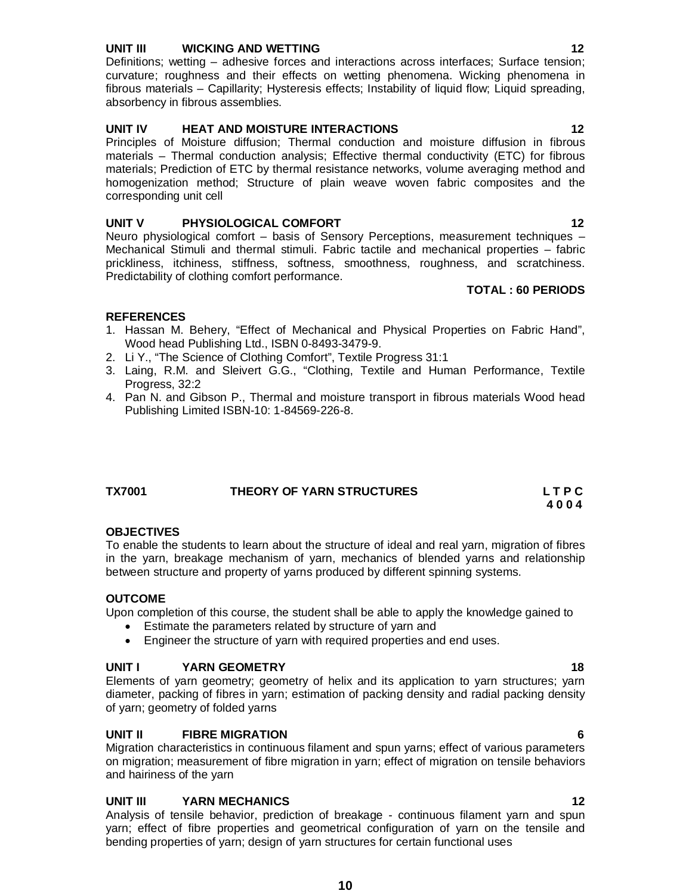**UNIT III WICKING AND WETTING 12**

Definitions; wetting – adhesive forces and interactions across interfaces; Surface tension; curvature; roughness and their effects on wetting phenomena. Wicking phenomena in fibrous materials – Capillarity; Hysteresis effects; Instability of liquid flow; Liquid spreading, absorbency in fibrous assemblies.

**UNIT IV HEAT AND MOISTURE INTERACTIONS 12**

Principles of Moisture diffusion; Thermal conduction and moisture diffusion in fibrous materials – Thermal conduction analysis; Effective thermal conductivity (ETC) for fibrous materials; Prediction of ETC by thermal resistance networks, volume averaging method and homogenization method; Structure of plain weave woven fabric composites and the corresponding unit cell

**UNIT V PHYSIOLOGICAL COMFORT 12**

Neuro physiological comfort – basis of Sensory Perceptions, measurement techniques – Mechanical Stimuli and thermal stimuli. Fabric tactile and mechanical properties – fabric prickliness, itchiness, stiffness, softness, smoothness, roughness, and scratchiness. Predictability of clothing comfort performance.

**TOTAL : 60 PERIODS**

**REFERENCES**

1. Hassan M. Behery, "Effect of Mechanical and Physical Properties on Fabric Hand", Wood head Publishing Ltd., ISBN 0-8493-3479-9.
2. Li Y., "The Science of Clothing Comfort", Textile Progress 31:1
3. Laing, R.M. and Sleivert G.G., "Clothing, Textile and Human Performance, Textile Progress, 32:2
4. Pan N. and Gibson P., Thermal and moisture transport in fibrous materials Wood head Publishing Limited ISBN-10: 1-84569-226-8.

## TX7001 THEORY OF YARN STRUCTURES

| L | T | P | C |
|---|---|---|---|
| 4 | 0 | 0 | 4 |

**OBJECTIVES**

To enable the students to learn about the structure of ideal and real yarn, migration of fibres in the yarn, breakage mechanism of yarn, mechanics of blended yarns and relationship between structure and property of yarns produced by different spinning systems.

**OUTCOME**

Upon completion of this course, the student shall be able to apply the knowledge gained to

- Estimate the parameters related by structure of yarn and
- Engineer the structure of yarn with required properties and end uses.

**UNIT I YARN GEOMETRY 18**

Elements of yarn geometry; geometry of helix and its application to yarn structures; yarn diameter, packing of fibres in yarn; estimation of packing density and radial packing density of yarn; geometry of folded yarns

**UNIT II FIBRE MIGRATION 6**

Migration characteristics in continuous filament and spun yarns; effect of various parameters on migration; measurement of fibre migration in yarn; effect of migration on tensile behaviors and hairiness of the yarn

**UNIT III YARN MECHANICS 12**

Analysis of tensile behavior, prediction of breakage - continuous filament yarn and spun yarn; effect of fibre properties and geometrical configuration of yarn on the tensile and bending properties of yarn; design of yarn structures for certain functional uses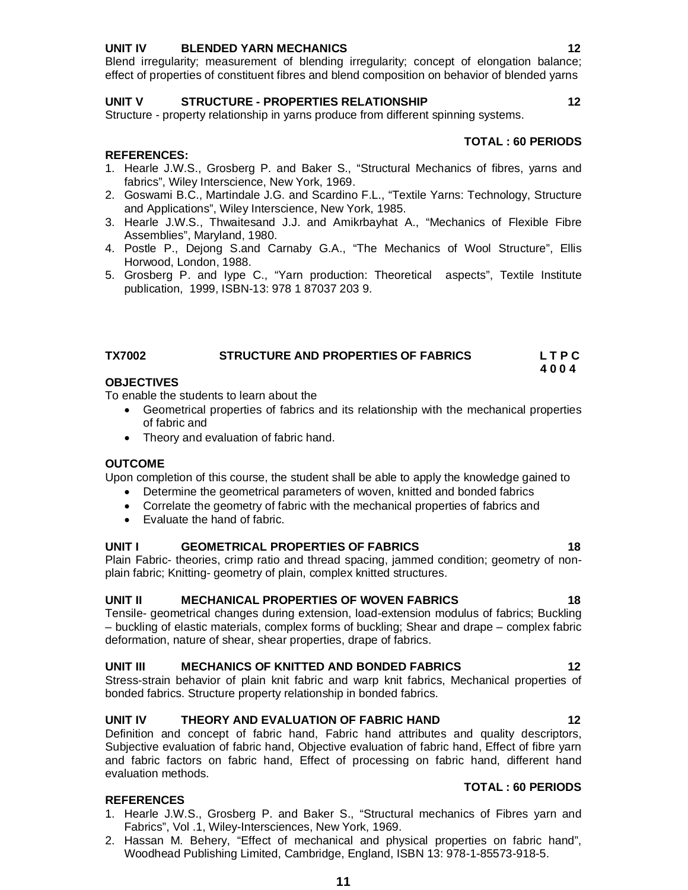**UNIT IV BLENDED YARN MECHANICS 12**

Blend irregularity; measurement of blending irregularity; concept of elongation balance; effect of properties of constituent fibres and blend composition on behavior of blended yarns

**UNIT V STRUCTURE - PROPERTIES RELATIONSHIP 12**

Structure - property relationship in yarns produce from different spinning systems.

**TOTAL : 60 PERIODS**

**REFERENCES:**

1. Hearle J.W.S., Grosberg P. and Baker S., "Structural Mechanics of fibres, yarns and fabrics", Wiley Interscience, New York, 1969.
2. Goswami B.C., Martindale J.G. and Scardino F.L., "Textile Yarns: Technology, Structure and Applications", Wiley Interscience, New York, 1985.
3. Hearle J.W.S., Thwaitesand J.J. and Amikrbayhat A., "Mechanics of Flexible Fibre Assemblies", Maryland, 1980.
4. Postle P., Dejong S.and Carnaby G.A., "The Mechanics of Wool Structure", Ellis Horwood, London, 1988.
5. Grosberg P. and Iype C., "Yarn production: Theoretical aspects", Textile Institute publication, 1999, ISBN-13: 978 1 87037 203 9.

**TX7002 STRUCTURE AND PROPERTIES OF FABRICS**

**L T P C**
**4 0 0 4**

**OBJECTIVES**

To enable the students to learn about the

- Geometrical properties of fabrics and its relationship with the mechanical properties of fabric and
- Theory and evaluation of fabric hand.

**OUTCOME**

Upon completion of this course, the student shall be able to apply the knowledge gained to

- Determine the geometrical parameters of woven, knitted and bonded fabrics
- Correlate the geometry of fabric with the mechanical properties of fabrics and
- Evaluate the hand of fabric.

**UNIT I GEOMETRICAL PROPERTIES OF FABRICS 18**

Plain Fabric- theories, crimp ratio and thread spacing, jammed condition; geometry of non-plain fabric; Knitting- geometry of plain, complex knitted structures.

**UNIT II MECHANICAL PROPERTIES OF WOVEN FABRICS 18**

Tensile- geometrical changes during extension, load-extension modulus of fabrics; Buckling – buckling of elastic materials, complex forms of buckling; Shear and drape – complex fabric deformation, nature of shear, shear properties, drape of fabrics.

**UNIT III MECHANICS OF KNITTED AND BONDED FABRICS 12**

Stress-strain behavior of plain knit fabric and warp knit fabrics, Mechanical properties of bonded fabrics. Structure property relationship in bonded fabrics.

**UNIT IV THEORY AND EVALUATION OF FABRIC HAND 12**

Definition and concept of fabric hand, Fabric hand attributes and quality descriptors, Subjective evaluation of fabric hand, Objective evaluation of fabric hand, Effect of fibre yarn and fabric factors on fabric hand, Effect of processing on fabric hand, different hand evaluation methods.

**TOTAL : 60 PERIODS**

**REFERENCES**

1. Hearle J.W.S., Grosberg P. and Baker S., "Structural mechanics of Fibres yarn and Fabrics", Vol .1, Wiley-Intersciences, New York, 1969.
2. Hassan M. Behery, "Effect of mechanical and physical properties on fabric hand", Woodhead Publishing Limited, Cambridge, England, ISBN 13: 978-1-85573-918-5.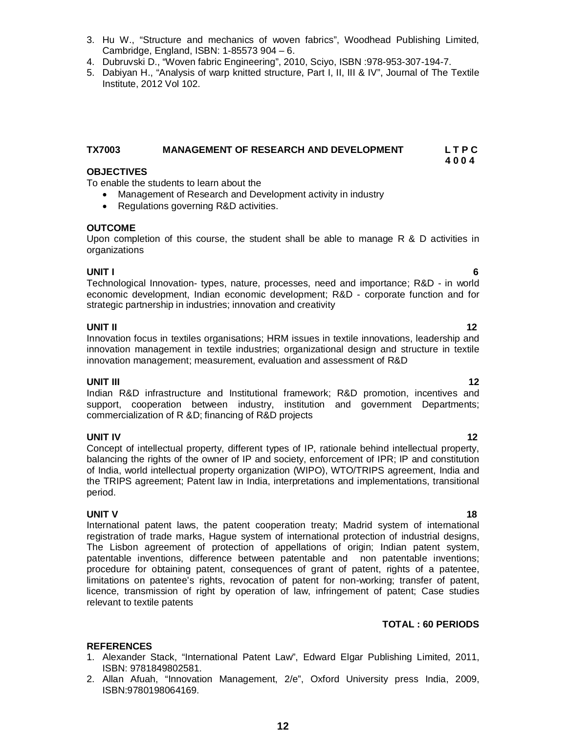3. Hu W., "Structure and mechanics of woven fabrics", Woodhead Publishing Limited, Cambridge, England, ISBN: 1-85573 904 – 6.
4. Dubruvski D., "Woven fabric Engineering", 2010, Sciyo, ISBN :978-953-307-194-7.
5. Dabiyan H., "Analysis of warp knitted structure, Part I, II, III & IV", Journal of The Textile Institute, 2012 Vol 102.

## TX7003 MANAGEMENT OF RESEARCH AND DEVELOPMENT

**L T P C**
**4 0 0 4**

**OBJECTIVES**

To enable the students to learn about the

- Management of Research and Development activity in industry
- Regulations governing R&D activities.

**OUTCOME**

Upon completion of this course, the student shall be able to manage R & D activities in organizations

**UNIT I** **6**

Technological Innovation- types, nature, processes, need and importance; R&D - in world economic development, Indian economic development; R&D - corporate function and for strategic partnership in industries; innovation and creativity

**UNIT II** **12**

Innovation focus in textiles organisations; HRM issues in textile innovations, leadership and innovation management in textile industries; organizational design and structure in textile innovation management; measurement, evaluation and assessment of R&D

**UNIT III** **12**

Indian R&D infrastructure and Institutional framework; R&D promotion, incentives and support, cooperation between industry, institution and government Departments; commercialization of R &D; financing of R&D projects

**UNIT IV** **12**

Concept of intellectual property, different types of IP, rationale behind intellectual property, balancing the rights of the owner of IP and society, enforcement of IPR; IP and constitution of India, world intellectual property organization (WIPO), WTO/TRIPS agreement, India and the TRIPS agreement; Patent law in India, interpretations and implementations, transitional period.

**UNIT V** **18**

International patent laws, the patent cooperation treaty; Madrid system of international registration of trade marks, Hague system of international protection of industrial designs, The Lisbon agreement of protection of appellations of origin; Indian patent system, patentable inventions, difference between patentable and non patentable inventions; procedure for obtaining patent, consequences of grant of patent, rights of a patentee, limitations on patentee's rights, revocation of patent for non-working; transfer of patent, licence, transmission of right by operation of law, infringement of patent; Case studies relevant to textile patents

**TOTAL : 60 PERIODS**

**REFERENCES**

1. Alexander Stack, "International Patent Law", Edward Elgar Publishing Limited, 2011, ISBN: 9781849802581.
2. Allan Afuah, "Innovation Management, 2/e", Oxford University press India, 2009, ISBN:9780198064169.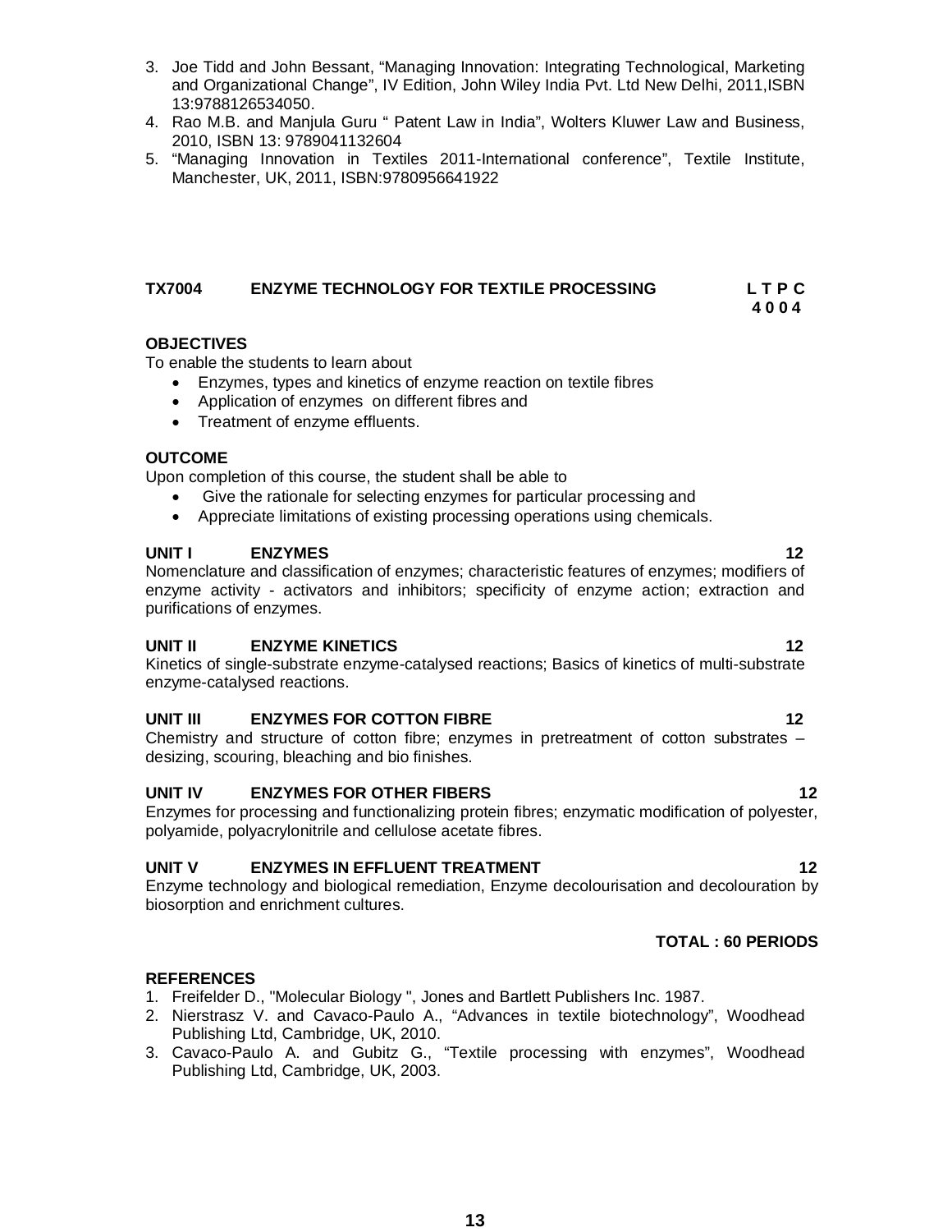3. Joe Tidd and John Bessant, "Managing Innovation: Integrating Technological, Marketing and Organizational Change", IV Edition, John Wiley India Pvt. Ltd New Delhi, 2011,ISBN 13:9788126534050.
4. Rao M.B. and Manjula Guru " Patent Law in India", Wolters Kluwer Law and Business, 2010, ISBN 13: 9789041132604
5. "Managing Innovation in Textiles 2011-International conference", Textile Institute, Manchester, UK, 2011, ISBN:9780956641922

## TX7004 ENZYME TECHNOLOGY FOR TEXTILE PROCESSING

**L T P C**
**4 0 0 4**

### OBJECTIVES

To enable the students to learn about

- Enzymes, types and kinetics of enzyme reaction on textile fibres
- Application of enzymes on different fibres and
- Treatment of enzyme effluents.

### OUTCOME

Upon completion of this course, the student shall be able to

- Give the rationale for selecting enzymes for particular processing and
- Appreciate limitations of existing processing operations using chemicals.

### UNIT I ENZYMES 12

Nomenclature and classification of enzymes; characteristic features of enzymes; modifiers of enzyme activity - activators and inhibitors; specificity of enzyme action; extraction and purifications of enzymes.

### UNIT II ENZYME KINETICS 12

Kinetics of single-substrate enzyme-catalysed reactions; Basics of kinetics of multi-substrate enzyme-catalysed reactions.

### UNIT III ENZYMES FOR COTTON FIBRE 12

Chemistry and structure of cotton fibre; enzymes in pretreatment of cotton substrates – desizing, scouring, bleaching and bio finishes.

### UNIT IV ENZYMES FOR OTHER FIBERS 12

Enzymes for processing and functionalizing protein fibres; enzymatic modification of polyester, polyamide, polyacrylonitrile and cellulose acetate fibres.

### UNIT V ENZYMES IN EFFLUENT TREATMENT 12

Enzyme technology and biological remediation, Enzyme decolourisation and decolouration by biosorption and enrichment cultures.

**TOTAL : 60 PERIODS**

### REFERENCES

1. Freifelder D., "Molecular Biology ", Jones and Bartlett Publishers Inc. 1987.
2. Nierstrasz V. and Cavaco-Paulo A., "Advances in textile biotechnology", Woodhead Publishing Ltd, Cambridge, UK, 2010.
3. Cavaco-Paulo A. and Gubitz G., "Textile processing with enzymes", Woodhead Publishing Ltd, Cambridge, UK, 2003.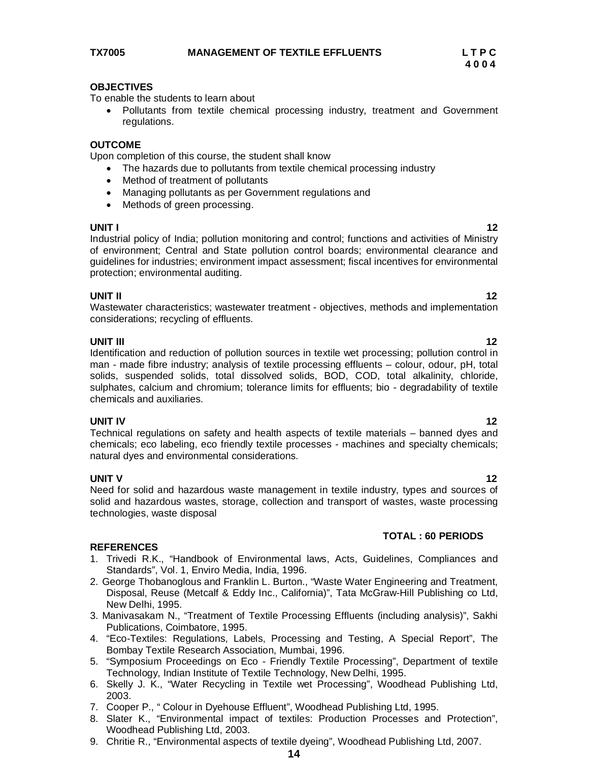**TX7005 MANAGEMENT OF TEXTILE EFFLUENTS L T P C**
**4 0 0 4**

**OBJECTIVES**

To enable the students to learn about

- Pollutants from textile chemical processing industry, treatment and Government regulations.

**OUTCOME**

Upon completion of this course, the student shall know

- The hazards due to pollutants from textile chemical processing industry
- Method of treatment of pollutants
- Managing pollutants as per Government regulations and
- Methods of green processing.

**UNIT I 12**

Industrial policy of India; pollution monitoring and control; functions and activities of Ministry of environment; Central and State pollution control boards; environmental clearance and guidelines for industries; environment impact assessment; fiscal incentives for environmental protection; environmental auditing.

**UNIT II 12**

Wastewater characteristics; wastewater treatment - objectives, methods and implementation considerations; recycling of effluents.

**UNIT III 12**

Identification and reduction of pollution sources in textile wet processing; pollution control in man - made fibre industry; analysis of textile processing effluents – colour, odour, pH, total solids, suspended solids, total dissolved solids, BOD, COD, total alkalinity, chloride, sulphates, calcium and chromium; tolerance limits for effluents; bio - degradability of textile chemicals and auxiliaries.

**UNIT IV 12**

Technical regulations on safety and health aspects of textile materials – banned dyes and chemicals; eco labeling, eco friendly textile processes - machines and specialty chemicals; natural dyes and environmental considerations.

**UNIT V 12**

Need for solid and hazardous waste management in textile industry, types and sources of solid and hazardous wastes, storage, collection and transport of wastes, waste processing technologies, waste disposal

**TOTAL : 60 PERIODS**

**REFERENCES**

1. Trivedi R.K., "Handbook of Environmental laws, Acts, Guidelines, Compliances and Standards", Vol. 1, Enviro Media, India, 1996.
2. George Thobanoglous and Franklin L. Burton., "Waste Water Engineering and Treatment, Disposal, Reuse (Metcalf & Eddy Inc., California)", Tata McGraw-Hill Publishing co Ltd, New Delhi, 1995.
3. Manivasakam N., "Treatment of Textile Processing Effluents (including analysis)", Sakhi Publications, Coimbatore, 1995.
4. "Eco-Textiles: Regulations, Labels, Processing and Testing, A Special Report", The Bombay Textile Research Association, Mumbai, 1996.
5. "Symposium Proceedings on Eco - Friendly Textile Processing", Department of textile Technology, Indian Institute of Textile Technology, New Delhi, 1995.
6. Skelly J. K., "Water Recycling in Textile wet Processing", Woodhead Publishing Ltd, 2003.
7. Cooper P., " Colour in Dyehouse Effluent", Woodhead Publishing Ltd, 1995.
8. Slater K., "Environmental impact of textiles: Production Processes and Protection", Woodhead Publishing Ltd, 2003.
9. Chritie R., "Environmental aspects of textile dyeing", Woodhead Publishing Ltd, 2007.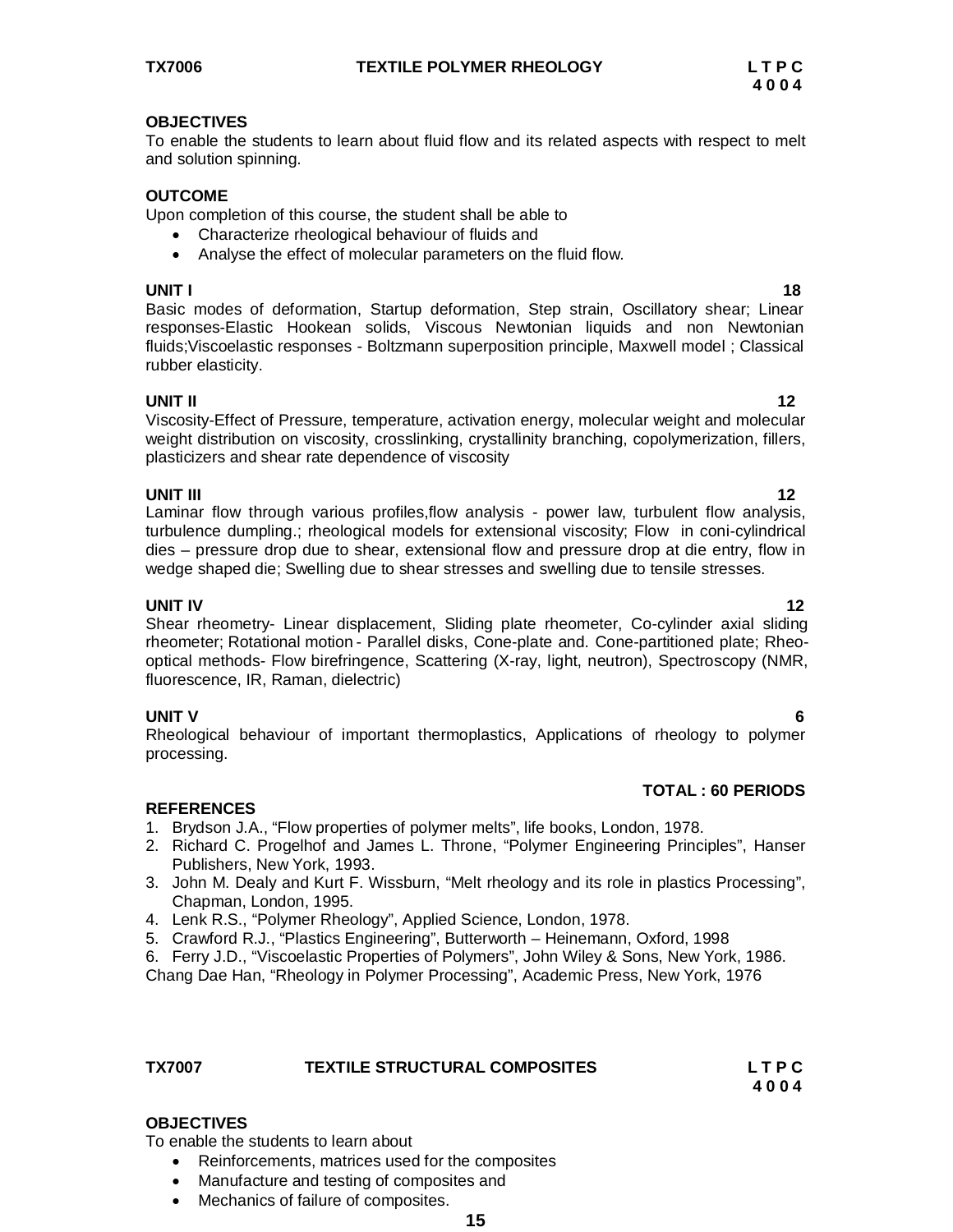**TX7006 TEXTILE POLYMER RHEOLOGY**

| L | T | P | C |
|---|---|---|---|
| 4 | 0 | 0 | 4 |

**OBJECTIVES**

To enable the students to learn about fluid flow and its related aspects with respect to melt and solution spinning.

**OUTCOME**

Upon completion of this course, the student shall be able to

- Characterize rheological behaviour of fluids and
- Analyse the effect of molecular parameters on the fluid flow.

**UNIT I 18**

Basic modes of deformation, Startup deformation, Step strain, Oscillatory shear; Linear responses-Elastic Hookean solids, Viscous Newtonian liquids and non Newtonian fluids;Viscoelastic responses - Boltzmann superposition principle, Maxwell model ; Classical rubber elasticity.

**UNIT II 12**

Viscosity-Effect of Pressure, temperature, activation energy, molecular weight and molecular weight distribution on viscosity, crosslinking, crystallinity branching, copolymerization, fillers, plasticizers and shear rate dependence of viscosity

**UNIT III 12**

Laminar flow through various profiles,flow analysis - power law, turbulent flow analysis, turbulence dumpling.; rheological models for extensional viscosity; Flow in coni-cylindrical dies – pressure drop due to shear, extensional flow and pressure drop at die entry, flow in wedge shaped die; Swelling due to shear stresses and swelling due to tensile stresses.

**UNIT IV 12**

Shear rheometry- Linear displacement, Sliding plate rheometer, Co-cylinder axial sliding rheometer; Rotational motion - Parallel disks, Cone-plate and. Cone-partitioned plate; Rheo-optical methods- Flow birefringence, Scattering (X-ray, light, neutron), Spectroscopy (NMR, fluorescence, IR, Raman, dielectric)

**UNIT V 6**

Rheological behaviour of important thermoplastics, Applications of rheology to polymer processing.

**TOTAL : 60 PERIODS**

**REFERENCES**

1. Brydson J.A., "Flow properties of polymer melts", life books, London, 1978.
2. Richard C. Progelhof and James L. Throne, "Polymer Engineering Principles", Hanser Publishers, New York, 1993.
3. John M. Dealy and Kurt F. Wissburn, "Melt rheology and its role in plastics Processing", Chapman, London, 1995.
4. Lenk R.S., "Polymer Rheology", Applied Science, London, 1978.
5. Crawford R.J., "Plastics Engineering", Butterworth – Heinemann, Oxford, 1998
6. Ferry J.D., "Viscoelastic Properties of Polymers", John Wiley & Sons, New York, 1986.

Chang Dae Han, "Rheology in Polymer Processing", Academic Press, New York, 1976

**TX7007 TEXTILE STRUCTURAL COMPOSITES**

| L | T | P | C |
|---|---|---|---|
| 4 | 0 | 0 | 4 |

**OBJECTIVES**

To enable the students to learn about

- Reinforcements, matrices used for the composites
- Manufacture and testing of composites and
- Mechanics of failure of composites.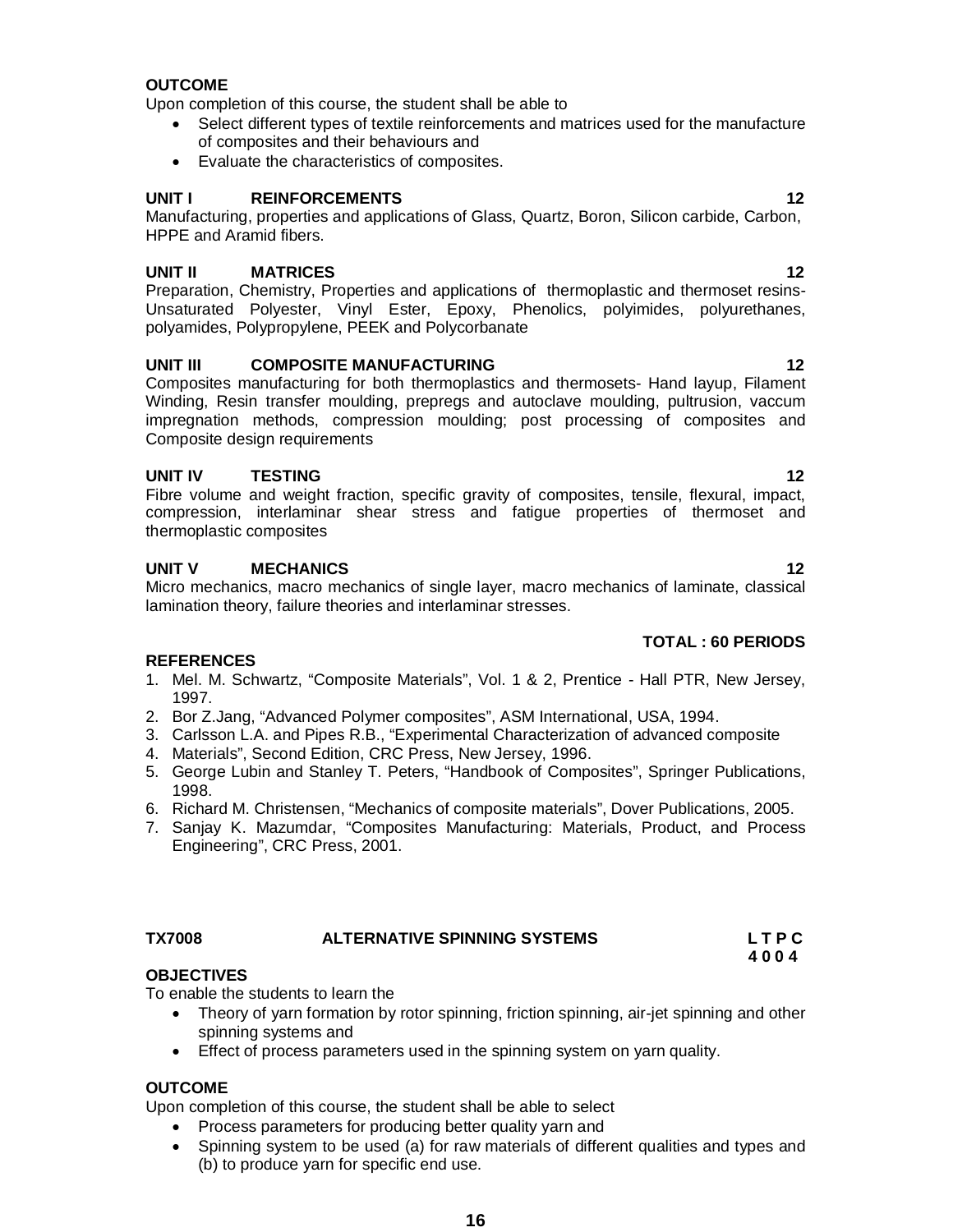**OUTCOME**

Upon completion of this course, the student shall be able to

- Select different types of textile reinforcements and matrices used for the manufacture of composites and their behaviours and
- Evaluate the characteristics of composites.

**UNIT I REINFORCEMENTS 12**

Manufacturing, properties and applications of Glass, Quartz, Boron, Silicon carbide, Carbon, HPPE and Aramid fibers.

**UNIT II MATRICES 12**

Preparation, Chemistry, Properties and applications of thermoplastic and thermoset resins- Unsaturated Polyester, Vinyl Ester, Epoxy, Phenolics, polyimides, polyurethanes, polyamides, Polypropylene, PEEK and Polycorbanate

**UNIT III COMPOSITE MANUFACTURING 12**

Composites manufacturing for both thermoplastics and thermosets- Hand layup, Filament Winding, Resin transfer moulding, prepregs and autoclave moulding, pultrusion, vaccum impregnation methods, compression moulding; post processing of composites and Composite design requirements

**UNIT IV TESTING 12**

Fibre volume and weight fraction, specific gravity of composites, tensile, flexural, impact, compression, interlaminar shear stress and fatigue properties of thermoset and thermoplastic composites

**UNIT V MECHANICS 12**

Micro mechanics, macro mechanics of single layer, macro mechanics of laminate, classical lamination theory, failure theories and interlaminar stresses.

**TOTAL : 60 PERIODS**

**REFERENCES**

1. Mel. M. Schwartz, "Composite Materials", Vol. 1 & 2, Prentice - Hall PTR, New Jersey, 1997.
2. Bor Z.Jang, "Advanced Polymer composites", ASM International, USA, 1994.
3. Carlsson L.A. and Pipes R.B., "Experimental Characterization of advanced composite
4. Materials", Second Edition, CRC Press, New Jersey, 1996.
5. George Lubin and Stanley T. Peters, "Handbook of Composites", Springer Publications, 1998.
6. Richard M. Christensen, "Mechanics of composite materials", Dover Publications, 2005.
7. Sanjay K. Mazumdar, "Composites Manufacturing: Materials, Product, and Process Engineering", CRC Press, 2001.

## TX7008 ALTERNATIVE SPINNING SYSTEMS

**L T P C**
**4 0 0 4**

**OBJECTIVES**

To enable the students to learn the

- Theory of yarn formation by rotor spinning, friction spinning, air-jet spinning and other spinning systems and
- Effect of process parameters used in the spinning system on yarn quality.

**OUTCOME**

Upon completion of this course, the student shall be able to select

- Process parameters for producing better quality yarn and
- Spinning system to be used (a) for raw materials of different qualities and types and (b) to produce yarn for specific end use.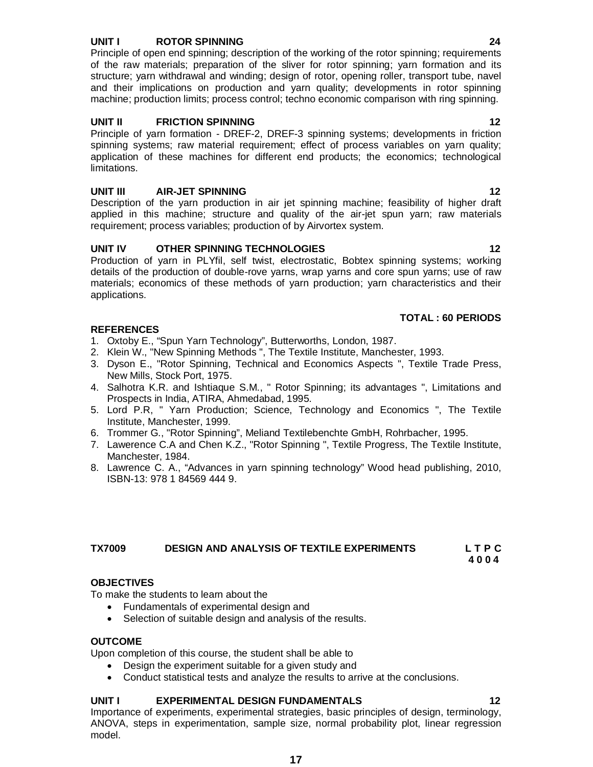**UNIT I ROTOR SPINNING 24**

Principle of open end spinning; description of the working of the rotor spinning; requirements of the raw materials; preparation of the sliver for rotor spinning; yarn formation and its structure; yarn withdrawal and winding; design of rotor, opening roller, transport tube, navel and their implications on production and yarn quality; developments in rotor spinning machine; production limits; process control; techno economic comparison with ring spinning.

**UNIT II FRICTION SPINNING 12**

Principle of yarn formation - DREF-2, DREF-3 spinning systems; developments in friction spinning systems; raw material requirement; effect of process variables on yarn quality; application of these machines for different end products; the economics; technological limitations.

**UNIT III AIR-JET SPINNING 12**

Description of the yarn production in air jet spinning machine; feasibility of higher draft applied in this machine; structure and quality of the air-jet spun yarn; raw materials requirement; process variables; production of by Airvortex system.

**UNIT IV OTHER SPINNING TECHNOLOGIES 12**

Production of yarn in PLYfil, self twist, electrostatic, Bobtex spinning systems; working details of the production of double-rove yarns, wrap yarns and core spun yarns; use of raw materials; economics of these methods of yarn production; yarn characteristics and their applications.

**TOTAL : 60 PERIODS**

**REFERENCES**

1. Oxtoby E., “Spun Yarn Technology”, Butterworths, London, 1987.
2. Klein W., "New Spinning Methods ", The Textile Institute, Manchester, 1993.
3. Dyson E., "Rotor Spinning, Technical and Economics Aspects ", Textile Trade Press, New Mills, Stock Port, 1975.
4. Salhotra K.R. and Ishtiaque S.M., " Rotor Spinning; its advantages ", Limitations and Prospects in India, ATIRA, Ahmedabad, 1995.
5. Lord P.R, " Yarn Production; Science, Technology and Economics ", The Textile Institute, Manchester, 1999.
6. Trommer G., "Rotor Spinning”, Meliand Textilebenchte GmbH, Rohrbacher, 1995.
7. Lawerence C.A and Chen K.Z., "Rotor Spinning ", Textile Progress, The Textile Institute, Manchester, 1984.
8. Lawrence C. A., “Advances in yarn spinning technology” Wood head publishing, 2010, ISBN-13: 978 1 84569 444 9.

## TX7009 DESIGN AND ANALYSIS OF TEXTILE EXPERIMENTS

**L T P C**
**4 0 0 4**

**OBJECTIVES**

To make the students to learn about the

- Fundamentals of experimental design and
- Selection of suitable design and analysis of the results.

**OUTCOME**

Upon completion of this course, the student shall be able to

- Design the experiment suitable for a given study and
- Conduct statistical tests and analyze the results to arrive at the conclusions.

**UNIT I EXPERIMENTAL DESIGN FUNDAMENTALS 12**

Importance of experiments, experimental strategies, basic principles of design, terminology, ANOVA, steps in experimentation, sample size, normal probability plot, linear regression model.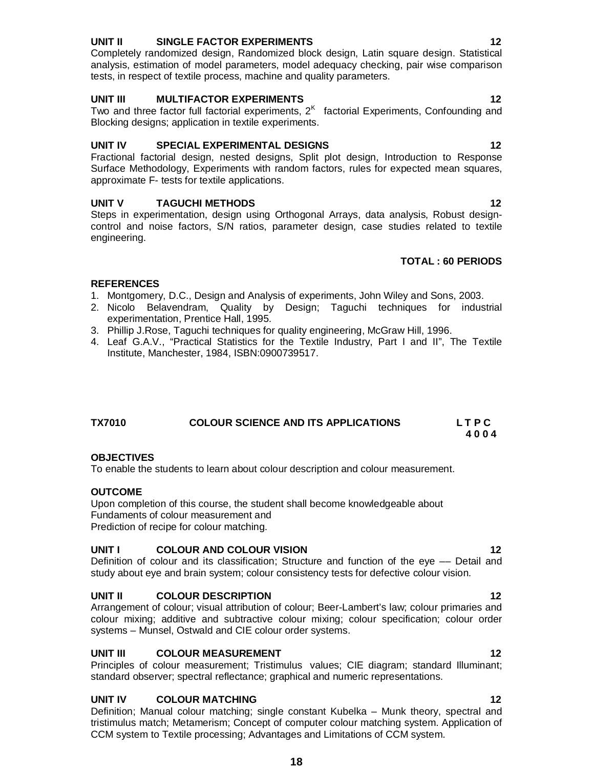**UNIT II SINGLE FACTOR EXPERIMENTS 12**

Completely randomized design, Randomized block design, Latin square design. Statistical analysis, estimation of model parameters, model adequacy checking, pair wise comparison tests, in respect of textile process, machine and quality parameters.

**UNIT III MULTIFACTOR EXPERIMENTS 12**

Two and three factor full factorial experiments, $2^K$ factorial Experiments, Confounding and Blocking designs; application in textile experiments.

**UNIT IV SPECIAL EXPERIMENTAL DESIGNS 12**

Fractional factorial design, nested designs, Split plot design, Introduction to Response Surface Methodology, Experiments with random factors, rules for expected mean squares, approximate F- tests for textile applications.

**UNIT V TAGUCHI METHODS 12**

Steps in experimentation, design using Orthogonal Arrays, data analysis, Robust design- control and noise factors, S/N ratios, parameter design, case studies related to textile engineering.

**TOTAL : 60 PERIODS**

**REFERENCES**

1. Montgomery, D.C., Design and Analysis of experiments, John Wiley and Sons, 2003.
2. Nicolo Belavendram, Quality by Design; Taguchi techniques for industrial experimentation, Prentice Hall, 1995.
3. Phillip J.Rose, Taguchi techniques for quality engineering, McGraw Hill, 1996.
4. Leaf G.A.V., "Practical Statistics for the Textile Industry, Part I and II", The Textile Institute, Manchester, 1984, ISBN:0900739517.

## TX7010 COLOUR SCIENCE AND ITS APPLICATIONS

**L T P C**
**4 0 0 4**

**OBJECTIVES**

To enable the students to learn about colour description and colour measurement.

**OUTCOME**

Upon completion of this course, the student shall become knowledgeable about
Fundaments of colour measurement and
Prediction of recipe for colour matching.

**UNIT I COLOUR AND COLOUR VISION 12**

Definition of colour and its classification; Structure and function of the eye –– Detail and study about eye and brain system; colour consistency tests for defective colour vision.

**UNIT II COLOUR DESCRIPTION 12**

Arrangement of colour; visual attribution of colour; Beer-Lambert's law; colour primaries and colour mixing; additive and subtractive colour mixing; colour specification; colour order systems – Munsel, Ostwald and CIE colour order systems.

**UNIT III COLOUR MEASUREMENT 12**

Principles of colour measurement; Tristimulus values; CIE diagram; standard Illuminant; standard observer; spectral reflectance; graphical and numeric representations.

**UNIT IV COLOUR MATCHING 12**

Definition; Manual colour matching; single constant Kubelka – Munk theory, spectral and tristimulus match; Metamerism; Concept of computer colour matching system. Application of CCM system to Textile processing; Advantages and Limitations of CCM system.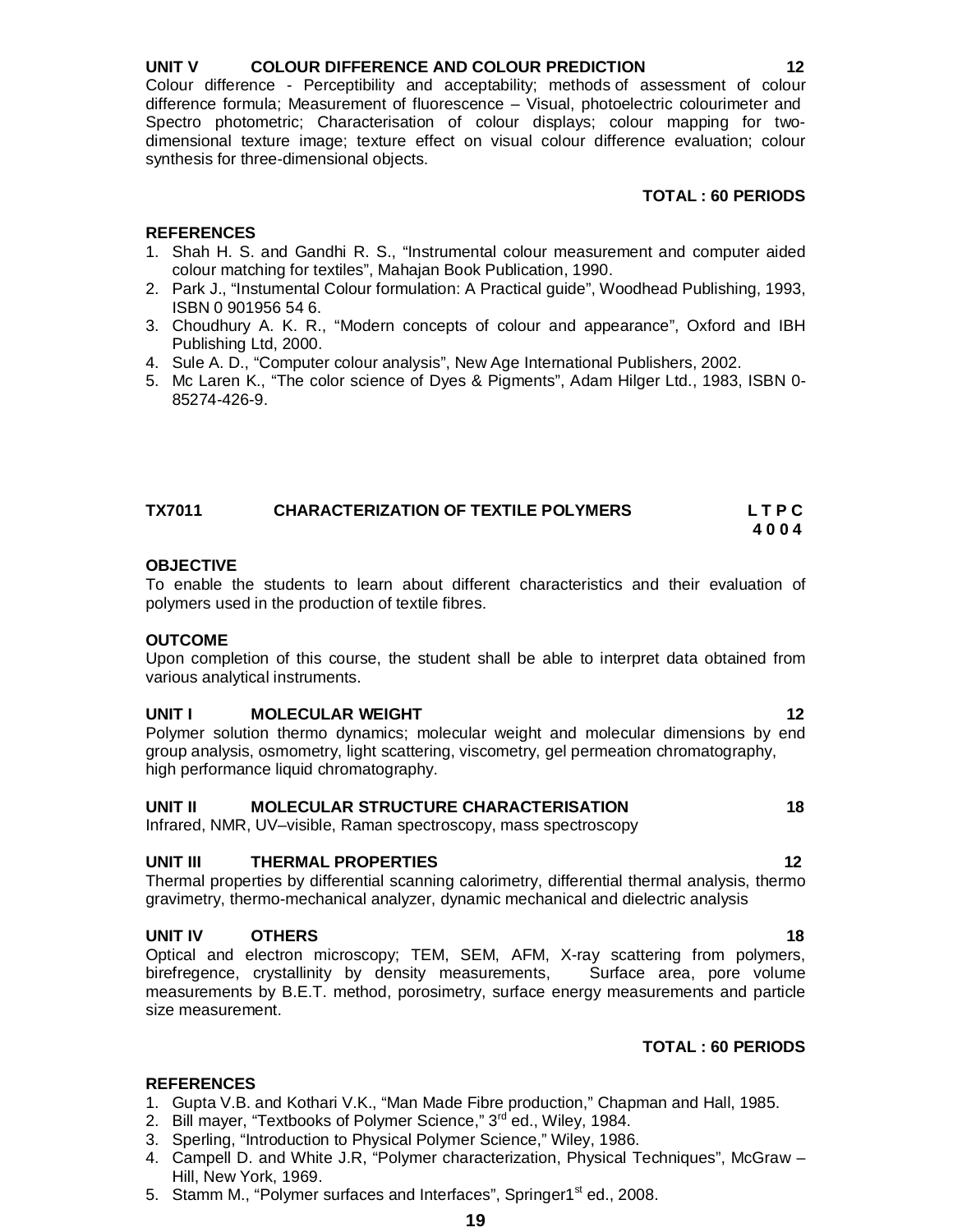**UNIT V COLOUR DIFFERENCE AND COLOUR PREDICTION 12**

Colour difference - Perceptibility and acceptability; methods of assessment of colour difference formula; Measurement of fluorescence – Visual, photoelectric colourimeter and Spectro photometric; Characterisation of colour displays; colour mapping for two-dimensional texture image; texture effect on visual colour difference evaluation; colour synthesis for three-dimensional objects.

**TOTAL : 60 PERIODS**

**REFERENCES**

1. Shah H. S. and Gandhi R. S., "Instrumental colour measurement and computer aided colour matching for textiles", Mahajan Book Publication, 1990.
2. Park J., "Instumental Colour formulation: A Practical guide", Woodhead Publishing, 1993, ISBN 0 901956 54 6.
3. Choudhury A. K. R., "Modern concepts of colour and appearance", Oxford and IBH Publishing Ltd, 2000.
4. Sule A. D., "Computer colour analysis", New Age International Publishers, 2002.
5. Mc Laren K., "The color science of Dyes & Pigments", Adam Hilger Ltd., 1983, ISBN 0-85274-426-9.

## TX7011 CHARACTERIZATION OF TEXTILE POLYMERS

**L T P C**
**4 0 0 4**

**OBJECTIVE**

To enable the students to learn about different characteristics and their evaluation of polymers used in the production of textile fibres.

**OUTCOME**

Upon completion of this course, the student shall be able to interpret data obtained from various analytical instruments.

**UNIT I MOLECULAR WEIGHT 12**

Polymer solution thermo dynamics; molecular weight and molecular dimensions by end group analysis, osmometry, light scattering, viscometry, gel permeation chromatography, high performance liquid chromatography.

**UNIT II MOLECULAR STRUCTURE CHARACTERISATION 18**

Infrared, NMR, UV–visible, Raman spectroscopy, mass spectroscopy

**UNIT III THERMAL PROPERTIES 12**

Thermal properties by differential scanning calorimetry, differential thermal analysis, thermo gravimetry, thermo-mechanical analyzer, dynamic mechanical and dielectric analysis

**UNIT IV OTHERS 18**

Optical and electron microscopy; TEM, SEM, AFM, X-ray scattering from polymers, birefregence, crystallinity by density measurements, Surface area, pore volume measurements by B.E.T. method, porosimetry, surface energy measurements and particle size measurement.

**TOTAL : 60 PERIODS**

**REFERENCES**

1. Gupta V.B. and Kothari V.K., "Man Made Fibre production," Chapman and Hall, 1985.
2. Bill mayer, "Textbooks of Polymer Science," 3rd ed., Wiley, 1984.
3. Sperling, "Introduction to Physical Polymer Science," Wiley, 1986.
4. Campell D. and White J.R, "Polymer characterization, Physical Techniques", McGraw – Hill, New York, 1969.
5. Stamm M., "Polymer surfaces and Interfaces", Springer1st ed., 2008.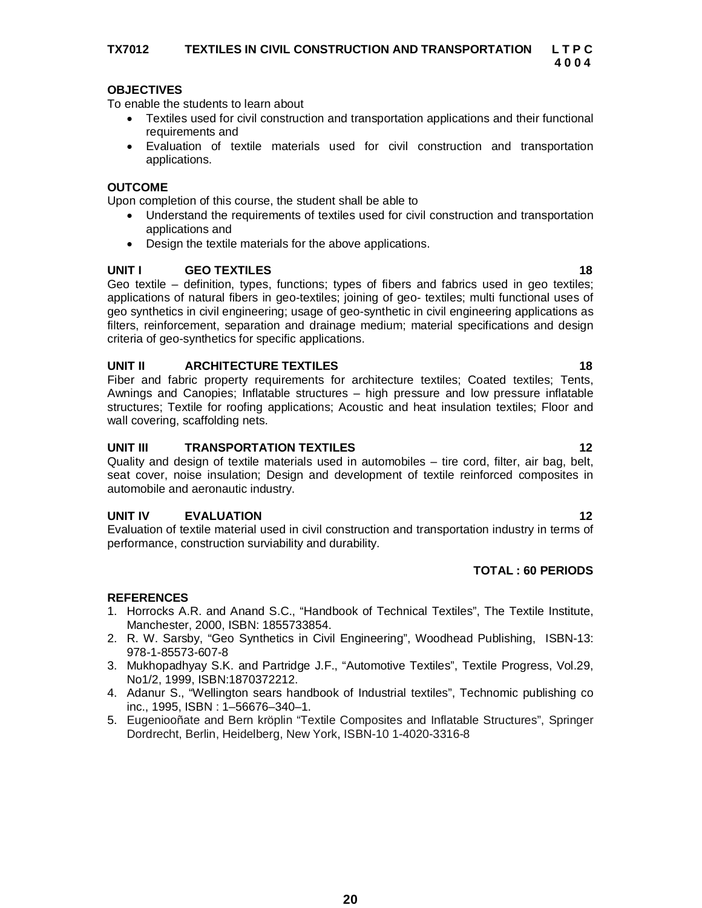**TX7012 TEXTILES IN CIVIL CONSTRUCTION AND TRANSPORTATION L T P C**
**4 0 0 4**

**OBJECTIVES**

To enable the students to learn about

- Textiles used for civil construction and transportation applications and their functional requirements and
- Evaluation of textile materials used for civil construction and transportation applications.

**OUTCOME**

Upon completion of this course, the student shall be able to

- Understand the requirements of textiles used for civil construction and transportation applications and
- Design the textile materials for the above applications.

**UNIT I GEO TEXTILES 18**

Geo textile – definition, types, functions; types of fibers and fabrics used in geo textiles; applications of natural fibers in geo-textiles; joining of geo- textiles; multi functional uses of geo synthetics in civil engineering; usage of geo-synthetic in civil engineering applications as filters, reinforcement, separation and drainage medium; material specifications and design criteria of geo-synthetics for specific applications.

**UNIT II ARCHITECTURE TEXTILES 18**

Fiber and fabric property requirements for architecture textiles; Coated textiles; Tents, Awnings and Canopies; Inflatable structures – high pressure and low pressure inflatable structures; Textile for roofing applications; Acoustic and heat insulation textiles; Floor and wall covering, scaffolding nets.

**UNIT III TRANSPORTATION TEXTILES 12**

Quality and design of textile materials used in automobiles – tire cord, filter, air bag, belt, seat cover, noise insulation; Design and development of textile reinforced composites in automobile and aeronautic industry.

**UNIT IV EVALUATION 12**

Evaluation of textile material used in civil construction and transportation industry in terms of performance, construction surviability and durability.

**TOTAL : 60 PERIODS**

**REFERENCES**

1. Horrocks A.R. and Anand S.C., "Handbook of Technical Textiles", The Textile Institute, Manchester, 2000, ISBN: 1855733854.
2. R. W. Sarsby, "Geo Synthetics in Civil Engineering", Woodhead Publishing, ISBN-13: 978-1-85573-607-8
3. Mukhopadhyay S.K. and Partridge J.F., "Automotive Textiles", Textile Progress, Vol.29, No1/2, 1999, ISBN:1870372212.
4. Adanur S., "Wellington sears handbook of Industrial textiles", Technomic publishing co inc., 1995, ISBN : 1–56676–340–1.
5. Eugeniooñate and Bern kröplin "Textile Composites and Inflatable Structures", Springer Dordrecht, Berlin, Heidelberg, New York, ISBN-10 1-4020-3316-8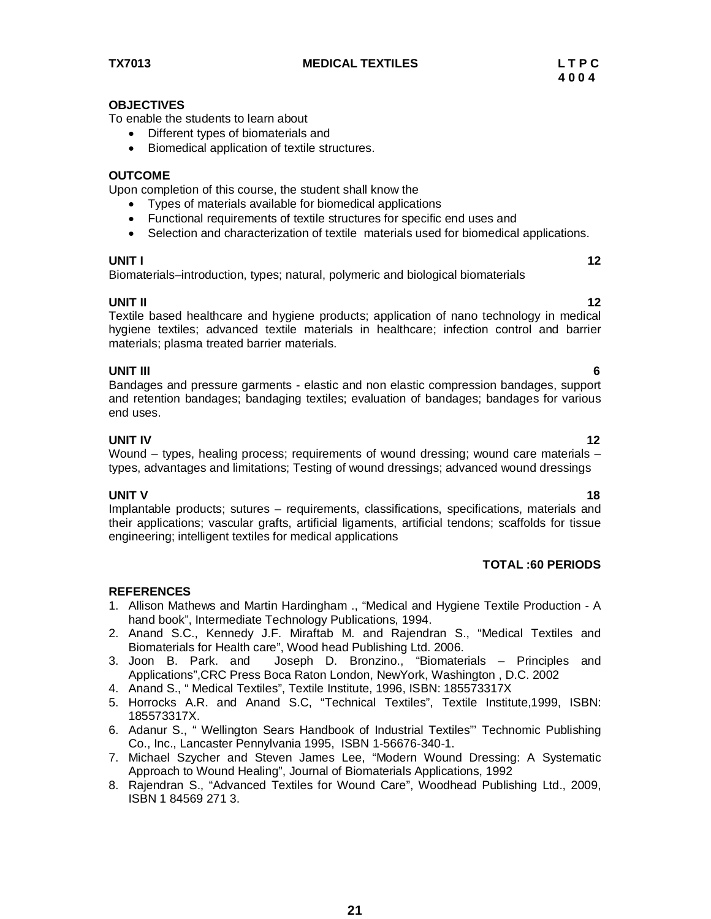**TX7013** **MEDICAL TEXTILES** **L T P C**
**4 0 0 4**

**OBJECTIVES**

To enable the students to learn about

- Different types of biomaterials and
- Biomedical application of textile structures.

**OUTCOME**

Upon completion of this course, the student shall know the

- Types of materials available for biomedical applications
- Functional requirements of textile structures for specific end uses and
- Selection and characterization of textile materials used for biomedical applications.

**UNIT I** **12**

Biomaterials–introduction, types; natural, polymeric and biological biomaterials

**UNIT II** **12**

Textile based healthcare and hygiene products; application of nano technology in medical hygiene textiles; advanced textile materials in healthcare; infection control and barrier materials; plasma treated barrier materials.

**UNIT III** **6**

Bandages and pressure garments - elastic and non elastic compression bandages, support and retention bandages; bandaging textiles; evaluation of bandages; bandages for various end uses.

**UNIT IV** **12**

Wound – types, healing process; requirements of wound dressing; wound care materials – types, advantages and limitations; Testing of wound dressings; advanced wound dressings

**UNIT V** **18**

Implantable products; sutures – requirements, classifications, specifications, materials and their applications; vascular grafts, artificial ligaments, artificial tendons; scaffolds for tissue engineering; intelligent textiles for medical applications

**TOTAL :60 PERIODS**

**REFERENCES**

1. Allison Mathews and Martin Hardingham ., "Medical and Hygiene Textile Production - A hand book", Intermediate Technology Publications, 1994.
2. Anand S.C., Kennedy J.F. Miraftab M. and Rajendran S., "Medical Textiles and Biomaterials for Health care", Wood head Publishing Ltd. 2006.
3. Joon B. Park. and Joseph D. Bronzino., "Biomaterials – Principles and Applications",CRC Press Boca Raton London, NewYork, Washington , D.C. 2002
4. Anand S., " Medical Textiles", Textile Institute, 1996, ISBN: 185573317X
5. Horrocks A.R. and Anand S.C, "Technical Textiles", Textile Institute,1999, ISBN: 185573317X.
6. Adanur S., " Wellington Sears Handbook of Industrial Textiles"' Technomic Publishing Co., Inc., Lancaster Pennylvania 1995, ISBN 1-56676-340-1.
7. Michael Szycher and Steven James Lee, "Modern Wound Dressing: A Systematic Approach to Wound Healing", Journal of Biomaterials Applications, 1992
8. Rajendran S., "Advanced Textiles for Wound Care", Woodhead Publishing Ltd., 2009, ISBN 1 84569 271 3.